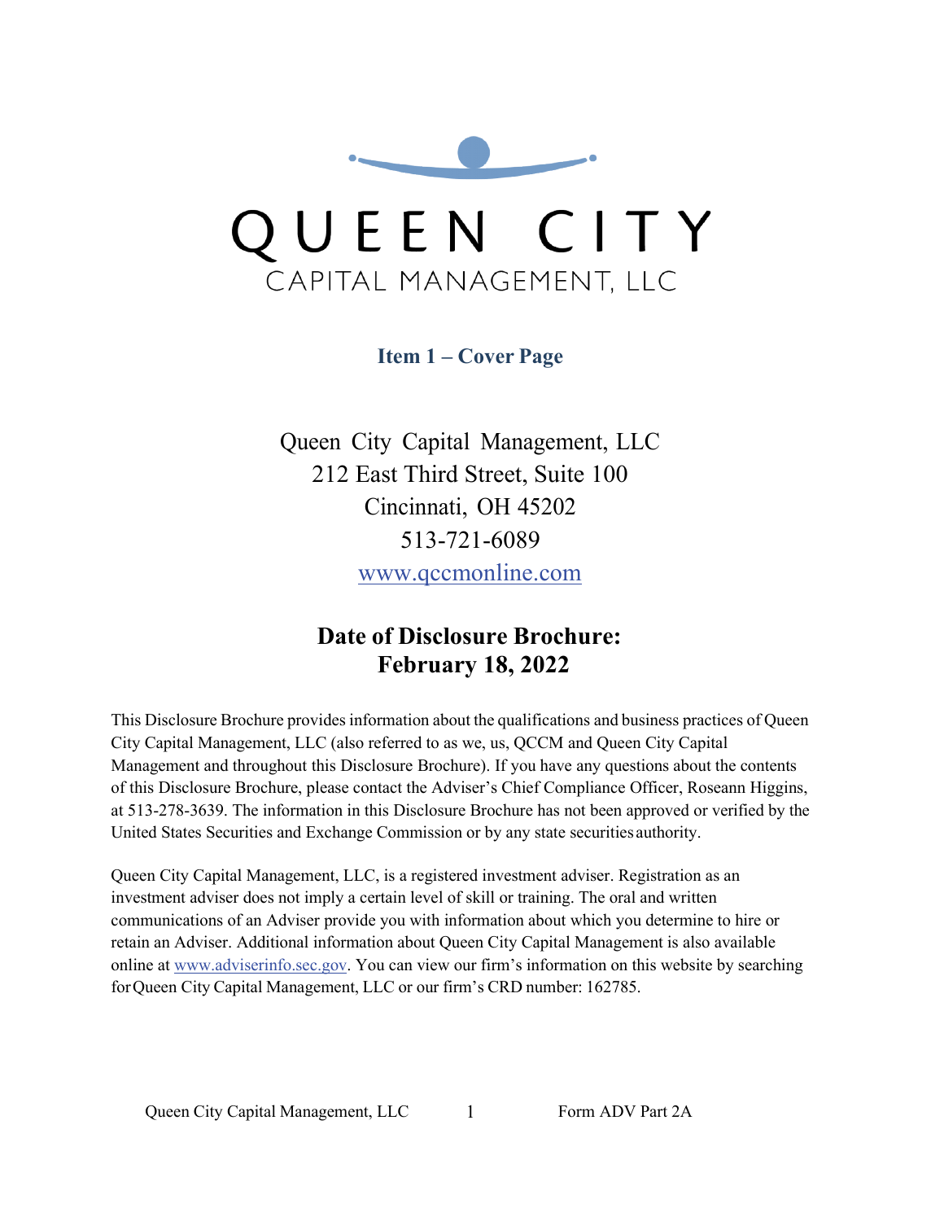QUEEN CITY

CAPITAL MANAGEMENT, LLC

## Item 1 – Cover Page

Queen City Capital Management, LLC
212 East Third Street, Suite 100
Cincinnati, OH 45202
513-721-6089
www.qccmonline.com

## Date of Disclosure Brochure: February 18, 2022

This Disclosure Brochure provides information about the qualifications and business practices of Queen City Capital Management, LLC (also referred to as we, us, QCCM and Queen City Capital Management and throughout this Disclosure Brochure). If you have any questions about the contents of this Disclosure Brochure, please contact the Adviser's Chief Compliance Officer, Roseann Higgins, at 513-278-3639. The information in this Disclosure Brochure has not been approved or verified by the United States Securities and Exchange Commission or by any state securities authority.

Queen City Capital Management, LLC, is a registered investment adviser. Registration as an investment adviser does not imply a certain level of skill or training. The oral and written communications of an Adviser provide you with information about which you determine to hire or retain an Adviser. Additional information about Queen City Capital Management is also available online at www.adviserinfo.sec.gov. You can view our firm's information on this website by searching for Queen City Capital Management, LLC or our firm's CRD number: 162785.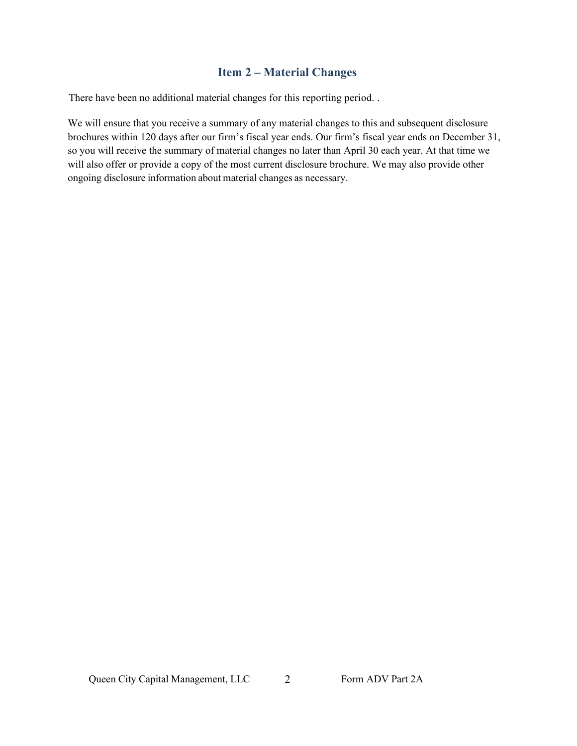## Item 2 – Material Changes

There have been no additional material changes for this reporting period. .

We will ensure that you receive a summary of any material changes to this and subsequent disclosure brochures within 120 days after our firm's fiscal year ends. Our firm's fiscal year ends on December 31, so you will receive the summary of material changes no later than April 30 each year. At that time we will also offer or provide a copy of the most current disclosure brochure. We may also provide other ongoing disclosure information about material changes as necessary.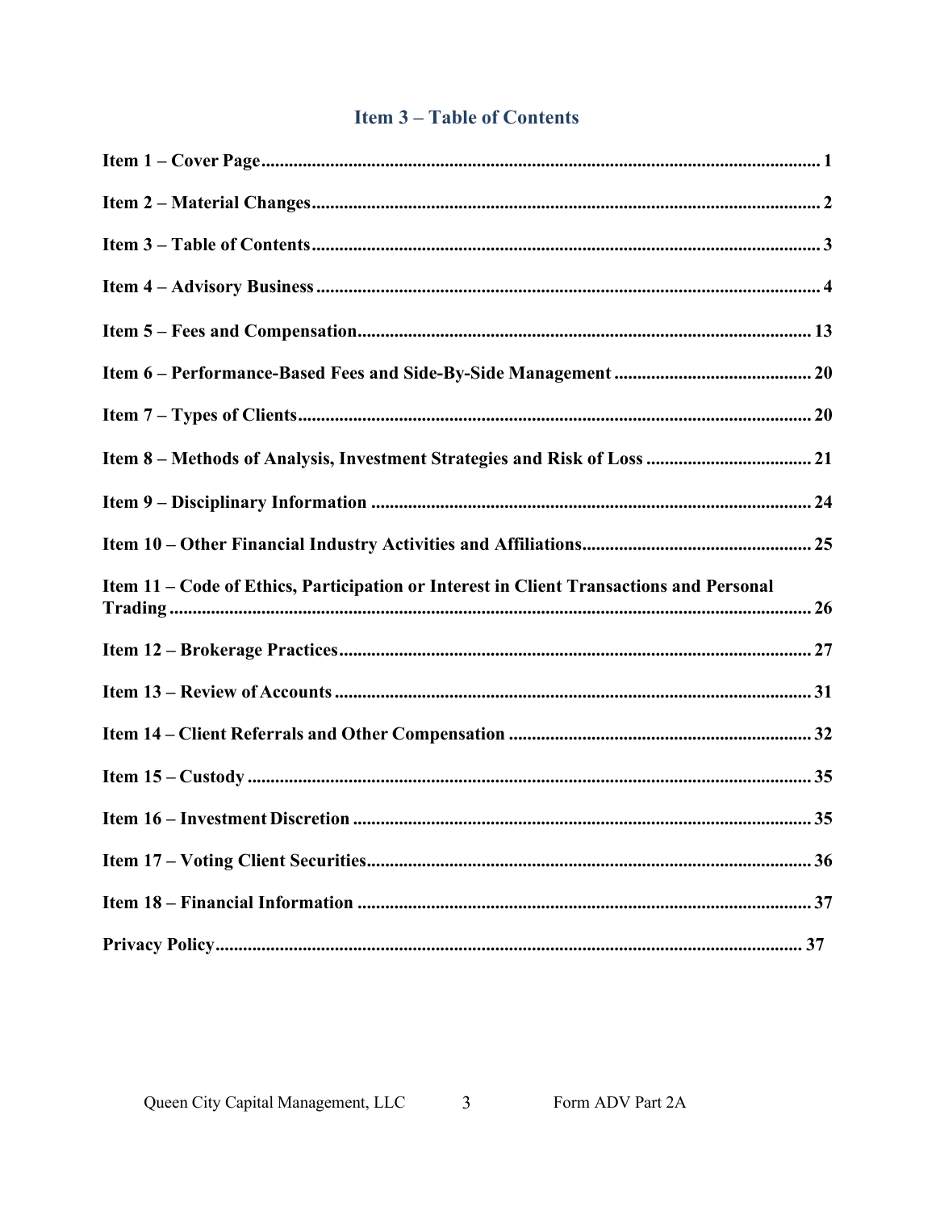## Item 3 – Table of Contents

**Item 1 – Cover Page** ........ 1

**Item 2 – Material Changes** ........ 2

**Item 3 – Table of Contents** ........ 3

**Item 4 – Advisory Business** ........ 4

**Item 5 – Fees and Compensation** ........ 13

**Item 6 – Performance-Based Fees and Side-By-Side Management** ........ 20

**Item 7 – Types of Clients** ........ 20

**Item 8 – Methods of Analysis, Investment Strategies and Risk of Loss** ........ 21

**Item 9 – Disciplinary Information** ........ 24

**Item 10 – Other Financial Industry Activities and Affiliations** ........ 25

**Item 11 – Code of Ethics, Participation or Interest in Client Transactions and Personal Trading** ........ 26

**Item 12 – Brokerage Practices** ........ 27

**Item 13 – Review of Accounts** ........ 31

**Item 14 – Client Referrals and Other Compensation** ........ 32

**Item 15 – Custody** ........ 35

**Item 16 – Investment Discretion** ........ 35

**Item 17 – Voting Client Securities** ........ 36

**Item 18 – Financial Information** ........ 37

**Privacy Policy** ........ 37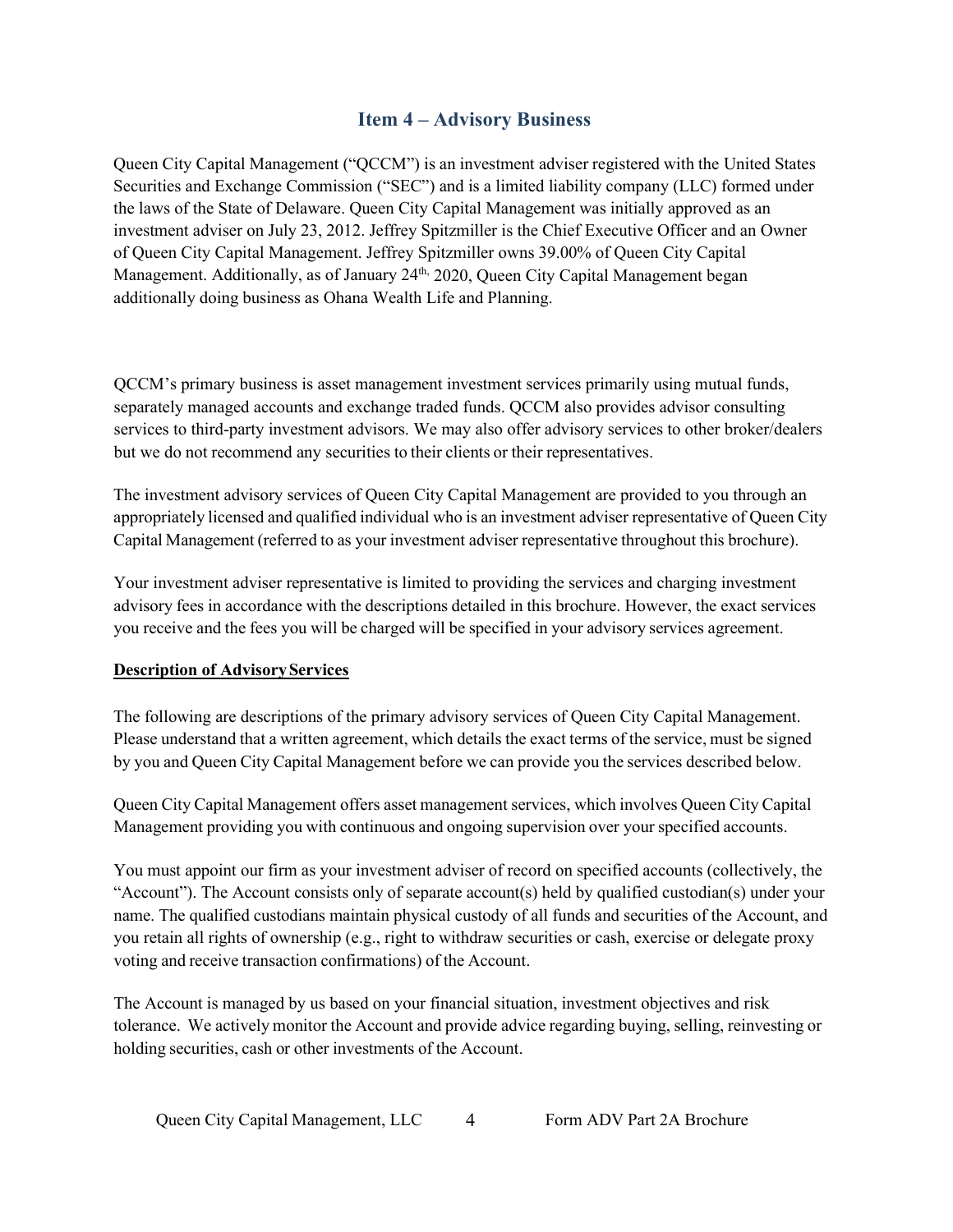## Item 4 – Advisory Business

Queen City Capital Management ("QCCM") is an investment adviser registered with the United States Securities and Exchange Commission ("SEC") and is a limited liability company (LLC) formed under the laws of the State of Delaware. Queen City Capital Management was initially approved as an investment adviser on July 23, 2012. Jeffrey Spitzmiller is the Chief Executive Officer and an Owner of Queen City Capital Management. Jeffrey Spitzmiller owns 39.00% of Queen City Capital Management. Additionally, as of January 24th, 2020, Queen City Capital Management began additionally doing business as Ohana Wealth Life and Planning.

QCCM's primary business is asset management investment services primarily using mutual funds, separately managed accounts and exchange traded funds. QCCM also provides advisor consulting services to third-party investment advisors. We may also offer advisory services to other broker/dealers but we do not recommend any securities to their clients or their representatives.

The investment advisory services of Queen City Capital Management are provided to you through an appropriately licensed and qualified individual who is an investment adviser representative of Queen City Capital Management (referred to as your investment adviser representative throughout this brochure).

Your investment adviser representative is limited to providing the services and charging investment advisory fees in accordance with the descriptions detailed in this brochure. However, the exact services you receive and the fees you will be charged will be specified in your advisory services agreement.

**Description of Advisory Services**

The following are descriptions of the primary advisory services of Queen City Capital Management. Please understand that a written agreement, which details the exact terms of the service, must be signed by you and Queen City Capital Management before we can provide you the services described below.

Queen City Capital Management offers asset management services, which involves Queen City Capital Management providing you with continuous and ongoing supervision over your specified accounts.

You must appoint our firm as your investment adviser of record on specified accounts (collectively, the "Account"). The Account consists only of separate account(s) held by qualified custodian(s) under your name. The qualified custodians maintain physical custody of all funds and securities of the Account, and you retain all rights of ownership (e.g., right to withdraw securities or cash, exercise or delegate proxy voting and receive transaction confirmations) of the Account.

The Account is managed by us based on your financial situation, investment objectives and risk tolerance. We actively monitor the Account and provide advice regarding buying, selling, reinvesting or holding securities, cash or other investments of the Account.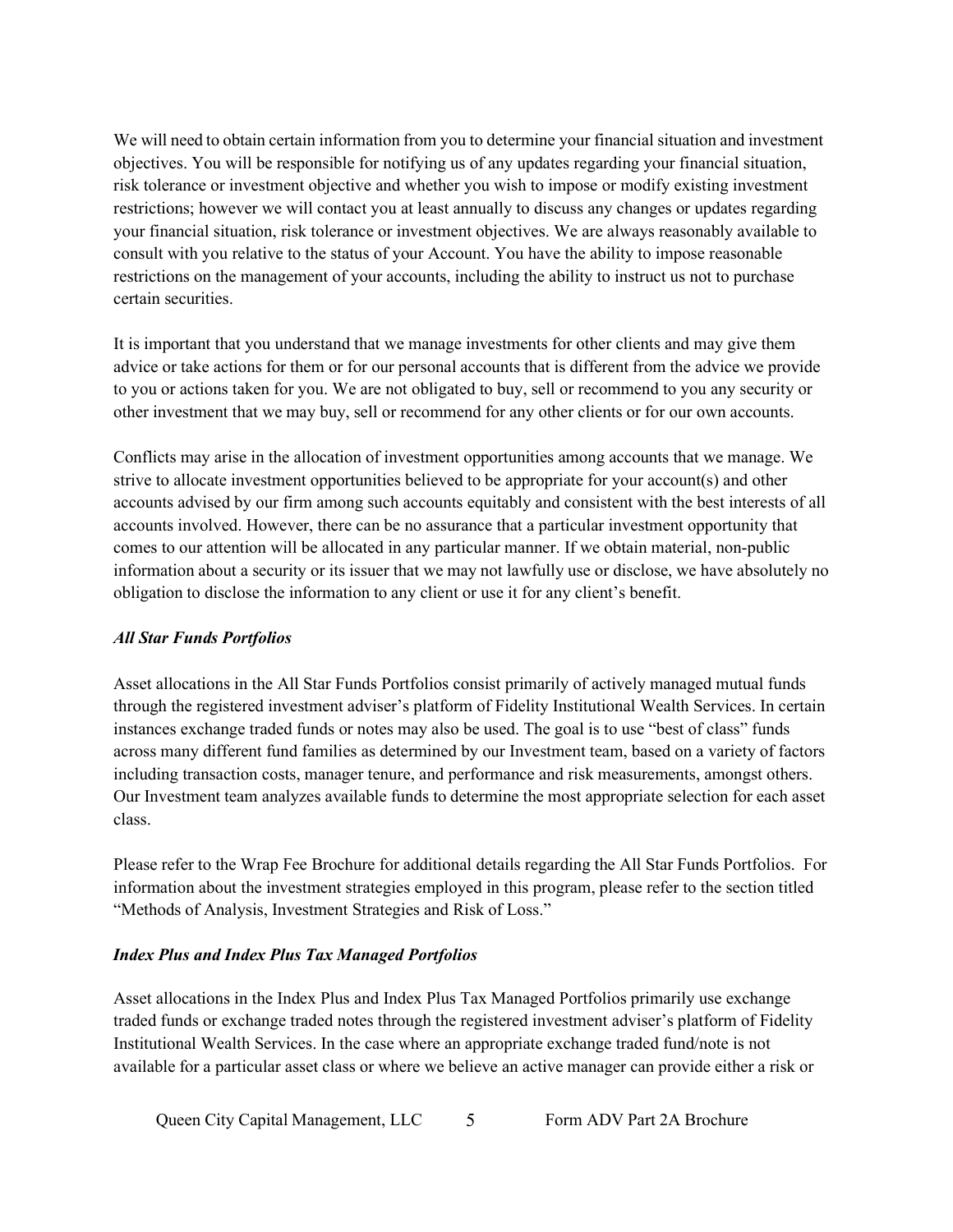We will need to obtain certain information from you to determine your financial situation and investment objectives. You will be responsible for notifying us of any updates regarding your financial situation, risk tolerance or investment objective and whether you wish to impose or modify existing investment restrictions; however we will contact you at least annually to discuss any changes or updates regarding your financial situation, risk tolerance or investment objectives. We are always reasonably available to consult with you relative to the status of your Account. You have the ability to impose reasonable restrictions on the management of your accounts, including the ability to instruct us not to purchase certain securities.

It is important that you understand that we manage investments for other clients and may give them advice or take actions for them or for our personal accounts that is different from the advice we provide to you or actions taken for you. We are not obligated to buy, sell or recommend to you any security or other investment that we may buy, sell or recommend for any other clients or for our own accounts.

Conflicts may arise in the allocation of investment opportunities among accounts that we manage. We strive to allocate investment opportunities believed to be appropriate for your account(s) and other accounts advised by our firm among such accounts equitably and consistent with the best interests of all accounts involved. However, there can be no assurance that a particular investment opportunity that comes to our attention will be allocated in any particular manner. If we obtain material, non-public information about a security or its issuer that we may not lawfully use or disclose, we have absolutely no obligation to disclose the information to any client or use it for any client's benefit.

***All Star Funds Portfolios***

Asset allocations in the All Star Funds Portfolios consist primarily of actively managed mutual funds through the registered investment adviser's platform of Fidelity Institutional Wealth Services. In certain instances exchange traded funds or notes may also be used. The goal is to use "best of class" funds across many different fund families as determined by our Investment team, based on a variety of factors including transaction costs, manager tenure, and performance and risk measurements, amongst others. Our Investment team analyzes available funds to determine the most appropriate selection for each asset class.

Please refer to the Wrap Fee Brochure for additional details regarding the All Star Funds Portfolios. For information about the investment strategies employed in this program, please refer to the section titled "Methods of Analysis, Investment Strategies and Risk of Loss."

***Index Plus and Index Plus Tax Managed Portfolios***

Asset allocations in the Index Plus and Index Plus Tax Managed Portfolios primarily use exchange traded funds or exchange traded notes through the registered investment adviser's platform of Fidelity Institutional Wealth Services. In the case where an appropriate exchange traded fund/note is not available for a particular asset class or where we believe an active manager can provide either a risk or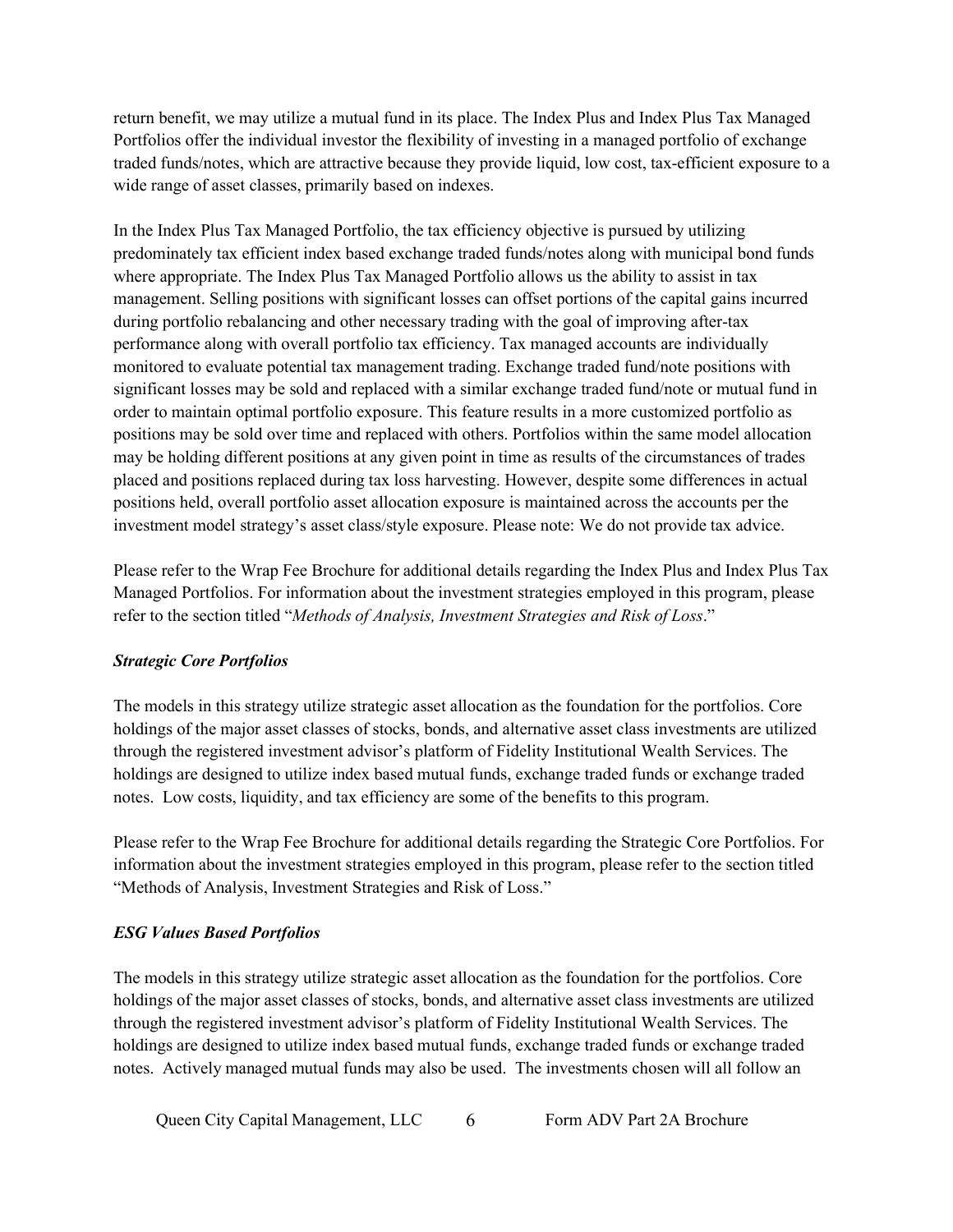return benefit, we may utilize a mutual fund in its place. The Index Plus and Index Plus Tax Managed Portfolios offer the individual investor the flexibility of investing in a managed portfolio of exchange traded funds/notes, which are attractive because they provide liquid, low cost, tax-efficient exposure to a wide range of asset classes, primarily based on indexes.

In the Index Plus Tax Managed Portfolio, the tax efficiency objective is pursued by utilizing predominately tax efficient index based exchange traded funds/notes along with municipal bond funds where appropriate. The Index Plus Tax Managed Portfolio allows us the ability to assist in tax management. Selling positions with significant losses can offset portions of the capital gains incurred during portfolio rebalancing and other necessary trading with the goal of improving after-tax performance along with overall portfolio tax efficiency. Tax managed accounts are individually monitored to evaluate potential tax management trading. Exchange traded fund/note positions with significant losses may be sold and replaced with a similar exchange traded fund/note or mutual fund in order to maintain optimal portfolio exposure. This feature results in a more customized portfolio as positions may be sold over time and replaced with others. Portfolios within the same model allocation may be holding different positions at any given point in time as results of the circumstances of trades placed and positions replaced during tax loss harvesting. However, despite some differences in actual positions held, overall portfolio asset allocation exposure is maintained across the accounts per the investment model strategy's asset class/style exposure. Please note: We do not provide tax advice.

Please refer to the Wrap Fee Brochure for additional details regarding the Index Plus and Index Plus Tax Managed Portfolios. For information about the investment strategies employed in this program, please refer to the section titled "*Methods of Analysis, Investment Strategies and Risk of Loss*."

***Strategic Core Portfolios***

The models in this strategy utilize strategic asset allocation as the foundation for the portfolios. Core holdings of the major asset classes of stocks, bonds, and alternative asset class investments are utilized through the registered investment advisor's platform of Fidelity Institutional Wealth Services. The holdings are designed to utilize index based mutual funds, exchange traded funds or exchange traded notes. Low costs, liquidity, and tax efficiency are some of the benefits to this program.

Please refer to the Wrap Fee Brochure for additional details regarding the Strategic Core Portfolios. For information about the investment strategies employed in this program, please refer to the section titled "Methods of Analysis, Investment Strategies and Risk of Loss."

***ESG Values Based Portfolios***

The models in this strategy utilize strategic asset allocation as the foundation for the portfolios. Core holdings of the major asset classes of stocks, bonds, and alternative asset class investments are utilized through the registered investment advisor's platform of Fidelity Institutional Wealth Services. The holdings are designed to utilize index based mutual funds, exchange traded funds or exchange traded notes. Actively managed mutual funds may also be used. The investments chosen will all follow an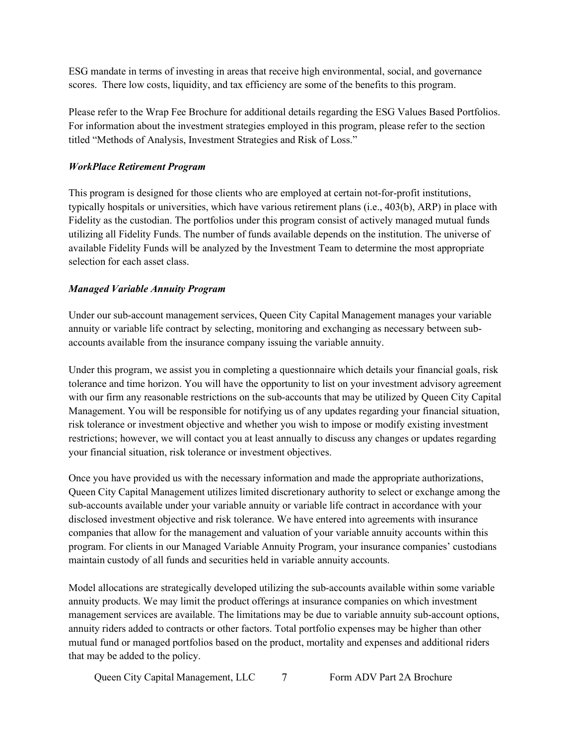ESG mandate in terms of investing in areas that receive high environmental, social, and governance scores. There low costs, liquidity, and tax efficiency are some of the benefits to this program.

Please refer to the Wrap Fee Brochure for additional details regarding the ESG Values Based Portfolios. For information about the investment strategies employed in this program, please refer to the section titled "Methods of Analysis, Investment Strategies and Risk of Loss."

### *WorkPlace Retirement Program*

This program is designed for those clients who are employed at certain not-for-profit institutions, typically hospitals or universities, which have various retirement plans (i.e., 403(b), ARP) in place with Fidelity as the custodian. The portfolios under this program consist of actively managed mutual funds utilizing all Fidelity Funds. The number of funds available depends on the institution. The universe of available Fidelity Funds will be analyzed by the Investment Team to determine the most appropriate selection for each asset class.

### *Managed Variable Annuity Program*

Under our sub-account management services, Queen City Capital Management manages your variable annuity or variable life contract by selecting, monitoring and exchanging as necessary between sub-accounts available from the insurance company issuing the variable annuity.

Under this program, we assist you in completing a questionnaire which details your financial goals, risk tolerance and time horizon. You will have the opportunity to list on your investment advisory agreement with our firm any reasonable restrictions on the sub-accounts that may be utilized by Queen City Capital Management. You will be responsible for notifying us of any updates regarding your financial situation, risk tolerance or investment objective and whether you wish to impose or modify existing investment restrictions; however, we will contact you at least annually to discuss any changes or updates regarding your financial situation, risk tolerance or investment objectives.

Once you have provided us with the necessary information and made the appropriate authorizations, Queen City Capital Management utilizes limited discretionary authority to select or exchange among the sub-accounts available under your variable annuity or variable life contract in accordance with your disclosed investment objective and risk tolerance. We have entered into agreements with insurance companies that allow for the management and valuation of your variable annuity accounts within this program. For clients in our Managed Variable Annuity Program, your insurance companies' custodians maintain custody of all funds and securities held in variable annuity accounts.

Model allocations are strategically developed utilizing the sub-accounts available within some variable annuity products. We may limit the product offerings at insurance companies on which investment management services are available. The limitations may be due to variable annuity sub-account options, annuity riders added to contracts or other factors. Total portfolio expenses may be higher than other mutual fund or managed portfolios based on the product, mortality and expenses and additional riders that may be added to the policy.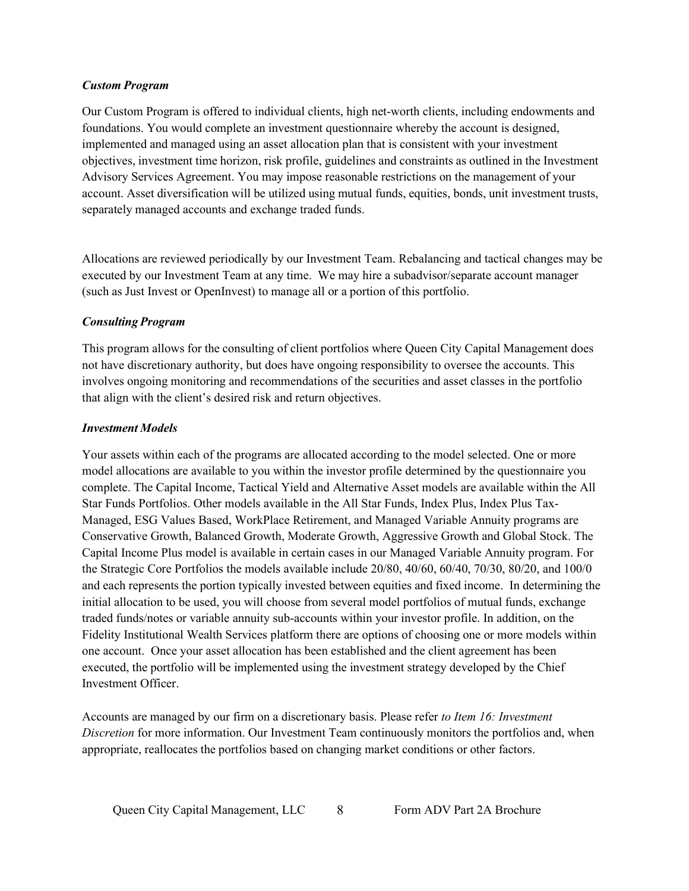### *Custom Program*

Our Custom Program is offered to individual clients, high net-worth clients, including endowments and foundations. You would complete an investment questionnaire whereby the account is designed, implemented and managed using an asset allocation plan that is consistent with your investment objectives, investment time horizon, risk profile, guidelines and constraints as outlined in the Investment Advisory Services Agreement. You may impose reasonable restrictions on the management of your account. Asset diversification will be utilized using mutual funds, equities, bonds, unit investment trusts, separately managed accounts and exchange traded funds.

Allocations are reviewed periodically by our Investment Team. Rebalancing and tactical changes may be executed by our Investment Team at any time. We may hire a subadvisor/separate account manager (such as Just Invest or OpenInvest) to manage all or a portion of this portfolio.

### *Consulting Program*

This program allows for the consulting of client portfolios where Queen City Capital Management does not have discretionary authority, but does have ongoing responsibility to oversee the accounts. This involves ongoing monitoring and recommendations of the securities and asset classes in the portfolio that align with the client's desired risk and return objectives.

### *Investment Models*

Your assets within each of the programs are allocated according to the model selected. One or more model allocations are available to you within the investor profile determined by the questionnaire you complete. The Capital Income, Tactical Yield and Alternative Asset models are available within the All Star Funds Portfolios. Other models available in the All Star Funds, Index Plus, Index Plus Tax-Managed, ESG Values Based, WorkPlace Retirement, and Managed Variable Annuity programs are Conservative Growth, Balanced Growth, Moderate Growth, Aggressive Growth and Global Stock. The Capital Income Plus model is available in certain cases in our Managed Variable Annuity program. For the Strategic Core Portfolios the models available include 20/80, 40/60, 60/40, 70/30, 80/20, and 100/0 and each represents the portion typically invested between equities and fixed income. In determining the initial allocation to be used, you will choose from several model portfolios of mutual funds, exchange traded funds/notes or variable annuity sub-accounts within your investor profile. In addition, on the Fidelity Institutional Wealth Services platform there are options of choosing one or more models within one account. Once your asset allocation has been established and the client agreement has been executed, the portfolio will be implemented using the investment strategy developed by the Chief Investment Officer.

Accounts are managed by our firm on a discretionary basis. Please refer *to Item 16: Investment Discretion* for more information. Our Investment Team continuously monitors the portfolios and, when appropriate, reallocates the portfolios based on changing market conditions or other factors.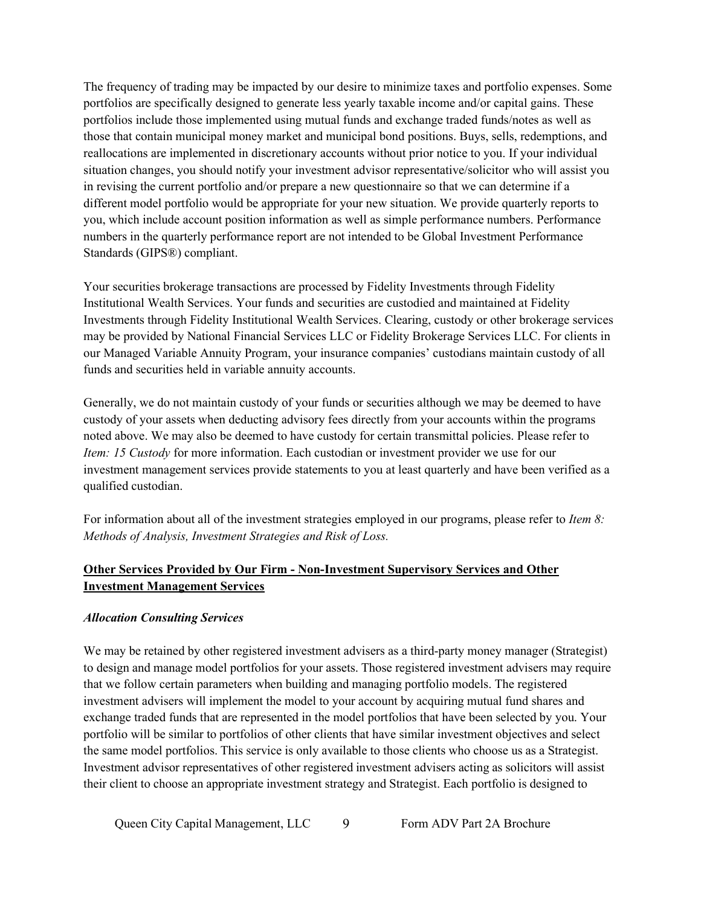The frequency of trading may be impacted by our desire to minimize taxes and portfolio expenses. Some portfolios are specifically designed to generate less yearly taxable income and/or capital gains. These portfolios include those implemented using mutual funds and exchange traded funds/notes as well as those that contain municipal money market and municipal bond positions. Buys, sells, redemptions, and reallocations are implemented in discretionary accounts without prior notice to you. If your individual situation changes, you should notify your investment advisor representative/solicitor who will assist you in revising the current portfolio and/or prepare a new questionnaire so that we can determine if a different model portfolio would be appropriate for your new situation. We provide quarterly reports to you, which include account position information as well as simple performance numbers. Performance numbers in the quarterly performance report are not intended to be Global Investment Performance Standards (GIPS®) compliant.

Your securities brokerage transactions are processed by Fidelity Investments through Fidelity Institutional Wealth Services. Your funds and securities are custodied and maintained at Fidelity Investments through Fidelity Institutional Wealth Services. Clearing, custody or other brokerage services may be provided by National Financial Services LLC or Fidelity Brokerage Services LLC. For clients in our Managed Variable Annuity Program, your insurance companies' custodians maintain custody of all funds and securities held in variable annuity accounts.

Generally, we do not maintain custody of your funds or securities although we may be deemed to have custody of your assets when deducting advisory fees directly from your accounts within the programs noted above. We may also be deemed to have custody for certain transmittal policies. Please refer to *Item: 15 Custody* for more information. Each custodian or investment provider we use for our investment management services provide statements to you at least quarterly and have been verified as a qualified custodian.

For information about all of the investment strategies employed in our programs, please refer to *Item 8: Methods of Analysis, Investment Strategies and Risk of Loss.*

## Other Services Provided by Our Firm - Non-Investment Supervisory Services and Other Investment Management Services

### *Allocation Consulting Services*

We may be retained by other registered investment advisers as a third-party money manager (Strategist) to design and manage model portfolios for your assets. Those registered investment advisers may require that we follow certain parameters when building and managing portfolio models. The registered investment advisers will implement the model to your account by acquiring mutual fund shares and exchange traded funds that are represented in the model portfolios that have been selected by you. Your portfolio will be similar to portfolios of other clients that have similar investment objectives and select the same model portfolios. This service is only available to those clients who choose us as a Strategist. Investment advisor representatives of other registered investment advisers acting as solicitors will assist their client to choose an appropriate investment strategy and Strategist. Each portfolio is designed to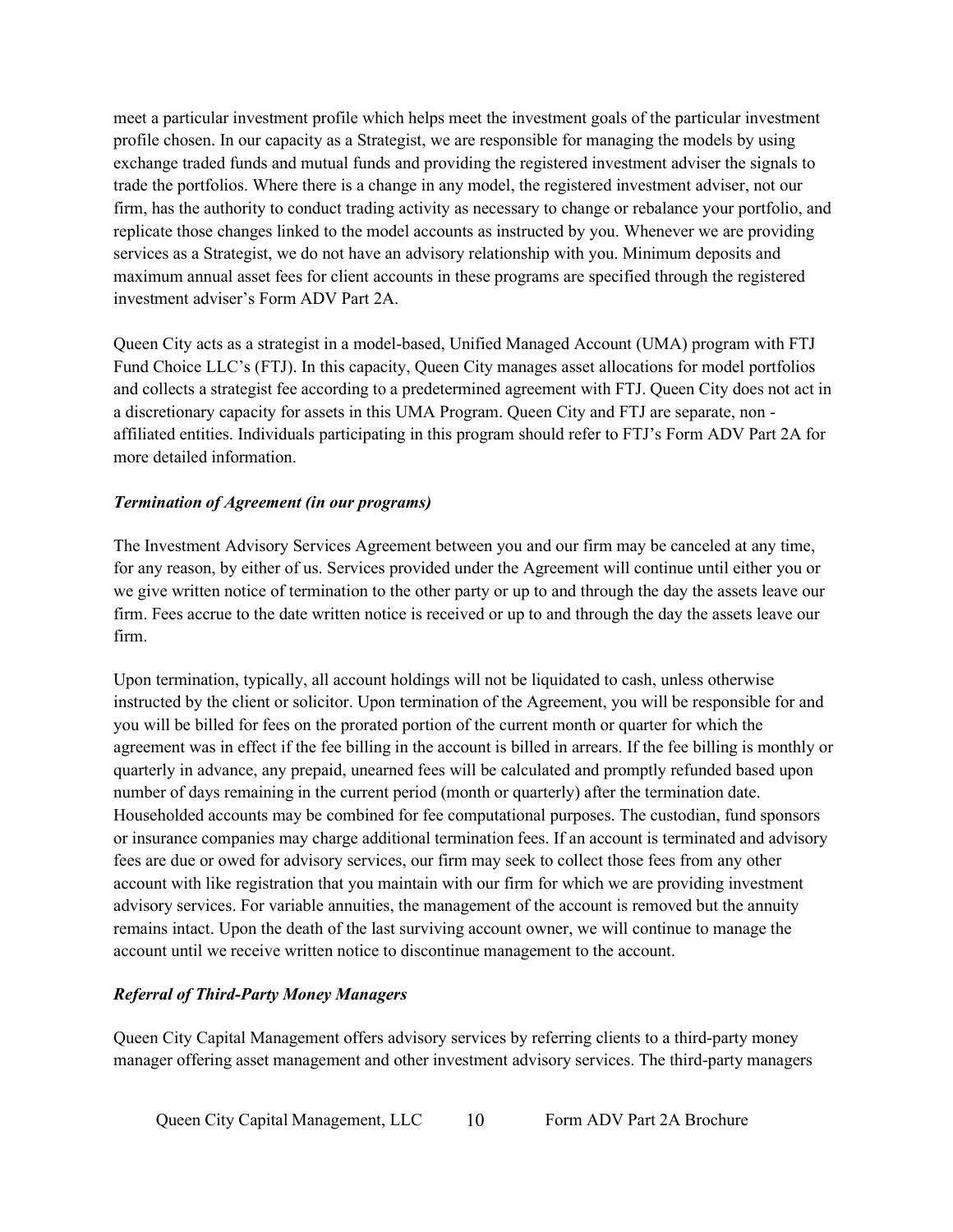meet a particular investment profile which helps meet the investment goals of the particular investment profile chosen. In our capacity as a Strategist, we are responsible for managing the models by using exchange traded funds and mutual funds and providing the registered investment adviser the signals to trade the portfolios. Where there is a change in any model, the registered investment adviser, not our firm, has the authority to conduct trading activity as necessary to change or rebalance your portfolio, and replicate those changes linked to the model accounts as instructed by you. Whenever we are providing services as a Strategist, we do not have an advisory relationship with you. Minimum deposits and maximum annual asset fees for client accounts in these programs are specified through the registered investment adviser's Form ADV Part 2A.

Queen City acts as a strategist in a model-based, Unified Managed Account (UMA) program with FTJ Fund Choice LLC's (FTJ). In this capacity, Queen City manages asset allocations for model portfolios and collects a strategist fee according to a predetermined agreement with FTJ. Queen City does not act in a discretionary capacity for assets in this UMA Program. Queen City and FTJ are separate, non - affiliated entities. Individuals participating in this program should refer to FTJ's Form ADV Part 2A for more detailed information.

***Termination of Agreement (in our programs)***

The Investment Advisory Services Agreement between you and our firm may be canceled at any time, for any reason, by either of us. Services provided under the Agreement will continue until either you or we give written notice of termination to the other party or up to and through the day the assets leave our firm. Fees accrue to the date written notice is received or up to and through the day the assets leave our firm.

Upon termination, typically, all account holdings will not be liquidated to cash, unless otherwise instructed by the client or solicitor. Upon termination of the Agreement, you will be responsible for and you will be billed for fees on the prorated portion of the current month or quarter for which the agreement was in effect if the fee billing in the account is billed in arrears. If the fee billing is monthly or quarterly in advance, any prepaid, unearned fees will be calculated and promptly refunded based upon number of days remaining in the current period (month or quarterly) after the termination date. Householded accounts may be combined for fee computational purposes. The custodian, fund sponsors or insurance companies may charge additional termination fees. If an account is terminated and advisory fees are due or owed for advisory services, our firm may seek to collect those fees from any other account with like registration that you maintain with our firm for which we are providing investment advisory services. For variable annuities, the management of the account is removed but the annuity remains intact. Upon the death of the last surviving account owner, we will continue to manage the account until we receive written notice to discontinue management to the account.

***Referral of Third-Party Money Managers***

Queen City Capital Management offers advisory services by referring clients to a third-party money manager offering asset management and other investment advisory services. The third-party managers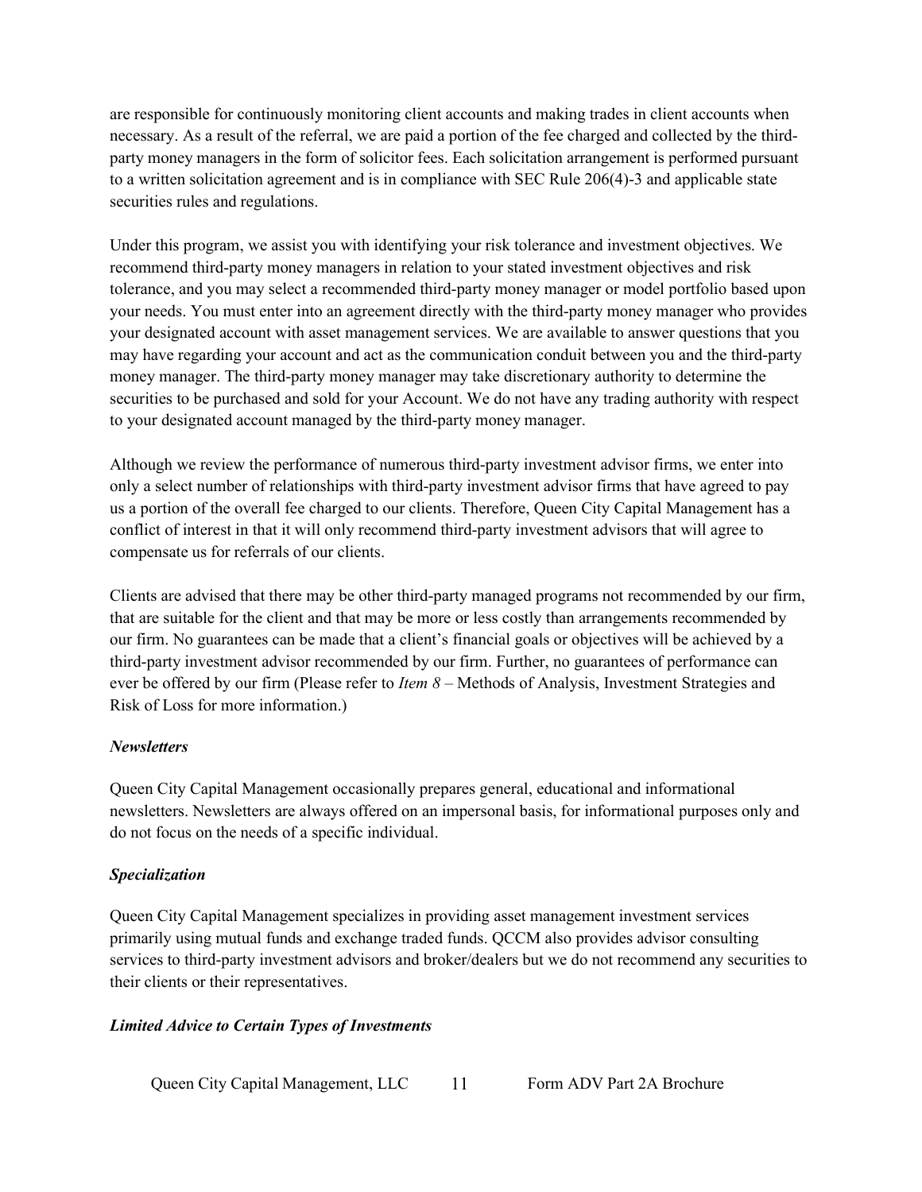are responsible for continuously monitoring client accounts and making trades in client accounts when necessary. As a result of the referral, we are paid a portion of the fee charged and collected by the third-party money managers in the form of solicitor fees. Each solicitation arrangement is performed pursuant to a written solicitation agreement and is in compliance with SEC Rule 206(4)-3 and applicable state securities rules and regulations.

Under this program, we assist you with identifying your risk tolerance and investment objectives. We recommend third-party money managers in relation to your stated investment objectives and risk tolerance, and you may select a recommended third-party money manager or model portfolio based upon your needs. You must enter into an agreement directly with the third-party money manager who provides your designated account with asset management services. We are available to answer questions that you may have regarding your account and act as the communication conduit between you and the third-party money manager. The third-party money manager may take discretionary authority to determine the securities to be purchased and sold for your Account. We do not have any trading authority with respect to your designated account managed by the third-party money manager.

Although we review the performance of numerous third-party investment advisor firms, we enter into only a select number of relationships with third-party investment advisor firms that have agreed to pay us a portion of the overall fee charged to our clients. Therefore, Queen City Capital Management has a conflict of interest in that it will only recommend third-party investment advisors that will agree to compensate us for referrals of our clients.

Clients are advised that there may be other third-party managed programs not recommended by our firm, that are suitable for the client and that may be more or less costly than arrangements recommended by our firm. No guarantees can be made that a client's financial goals or objectives will be achieved by a third-party investment advisor recommended by our firm. Further, no guarantees of performance can ever be offered by our firm (Please refer to *Item 8* – Methods of Analysis, Investment Strategies and Risk of Loss for more information.)

***Newsletters***

Queen City Capital Management occasionally prepares general, educational and informational newsletters. Newsletters are always offered on an impersonal basis, for informational purposes only and do not focus on the needs of a specific individual.

***Specialization***

Queen City Capital Management specializes in providing asset management investment services primarily using mutual funds and exchange traded funds. QCCM also provides advisor consulting services to third-party investment advisors and broker/dealers but we do not recommend any securities to their clients or their representatives.

***Limited Advice to Certain Types of Investments***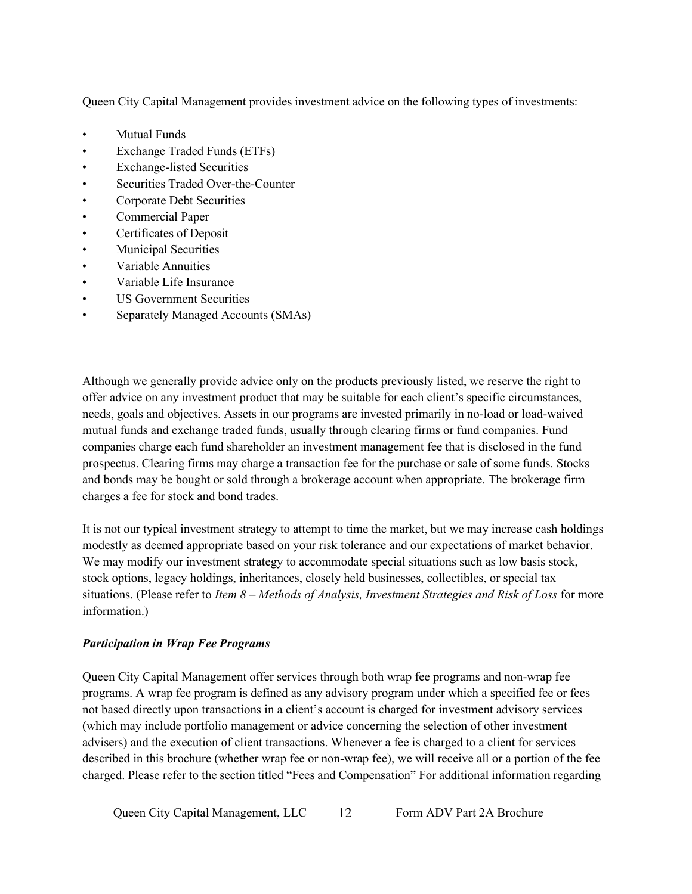Queen City Capital Management provides investment advice on the following types of investments:

- Mutual Funds
- Exchange Traded Funds (ETFs)
- Exchange-listed Securities
- Securities Traded Over-the-Counter
- Corporate Debt Securities
- Commercial Paper
- Certificates of Deposit
- Municipal Securities
- Variable Annuities
- Variable Life Insurance
- US Government Securities
- Separately Managed Accounts (SMAs)

Although we generally provide advice only on the products previously listed, we reserve the right to offer advice on any investment product that may be suitable for each client's specific circumstances, needs, goals and objectives. Assets in our programs are invested primarily in no-load or load-waived mutual funds and exchange traded funds, usually through clearing firms or fund companies. Fund companies charge each fund shareholder an investment management fee that is disclosed in the fund prospectus. Clearing firms may charge a transaction fee for the purchase or sale of some funds. Stocks and bonds may be bought or sold through a brokerage account when appropriate. The brokerage firm charges a fee for stock and bond trades.

It is not our typical investment strategy to attempt to time the market, but we may increase cash holdings modestly as deemed appropriate based on your risk tolerance and our expectations of market behavior. We may modify our investment strategy to accommodate special situations such as low basis stock, stock options, legacy holdings, inheritances, closely held businesses, collectibles, or special tax situations. (Please refer to *Item 8 – Methods of Analysis, Investment Strategies and Risk of Loss* for more information.)

***Participation in Wrap Fee Programs***

Queen City Capital Management offer services through both wrap fee programs and non-wrap fee programs. A wrap fee program is defined as any advisory program under which a specified fee or fees not based directly upon transactions in a client's account is charged for investment advisory services (which may include portfolio management or advice concerning the selection of other investment advisers) and the execution of client transactions. Whenever a fee is charged to a client for services described in this brochure (whether wrap fee or non-wrap fee), we will receive all or a portion of the fee charged. Please refer to the section titled "Fees and Compensation" For additional information regarding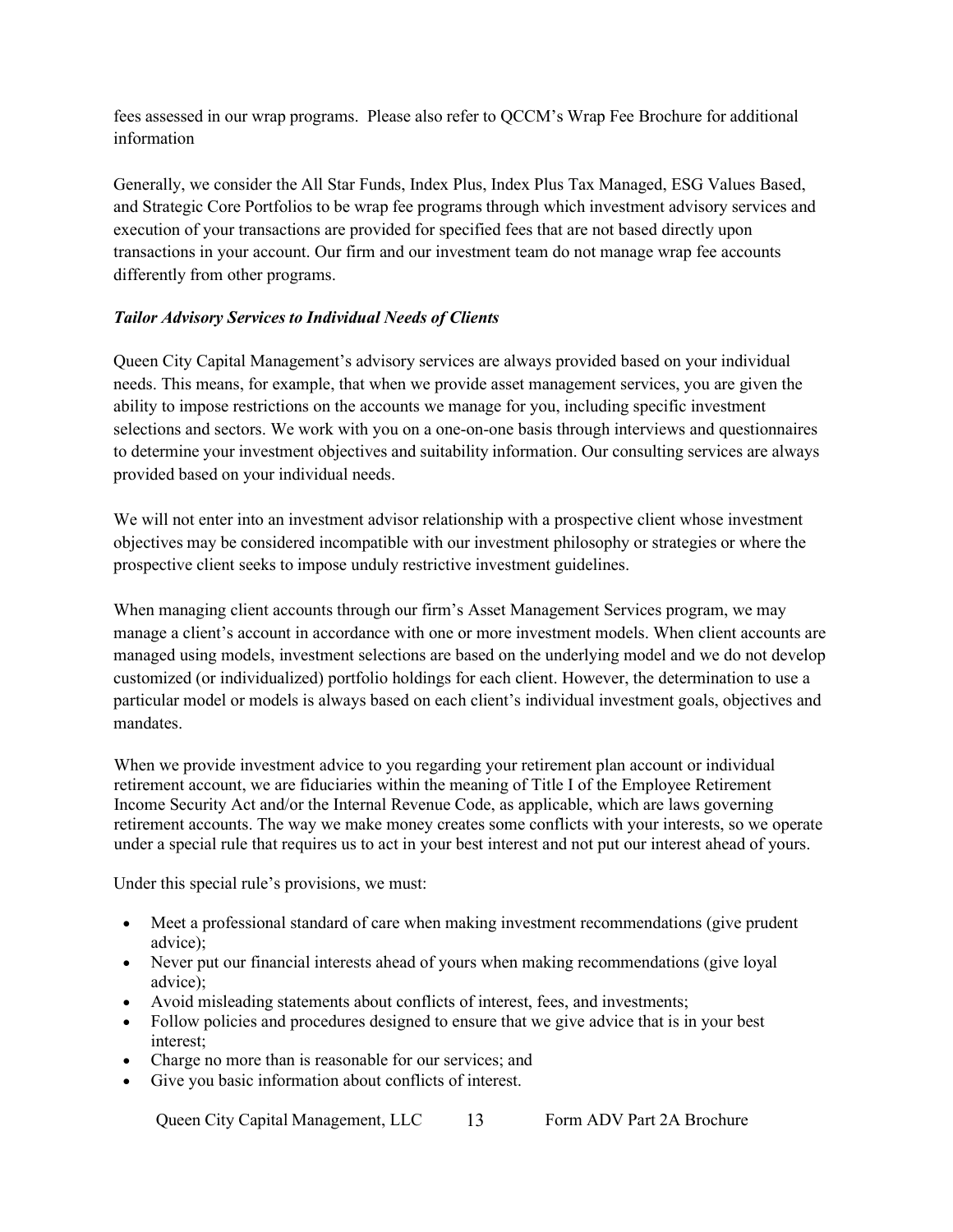fees assessed in our wrap programs. Please also refer to QCCM's Wrap Fee Brochure for additional information

Generally, we consider the All Star Funds, Index Plus, Index Plus Tax Managed, ESG Values Based, and Strategic Core Portfolios to be wrap fee programs through which investment advisory services and execution of your transactions are provided for specified fees that are not based directly upon transactions in your account. Our firm and our investment team do not manage wrap fee accounts differently from other programs.

***Tailor Advisory Services to Individual Needs of Clients***

Queen City Capital Management's advisory services are always provided based on your individual needs. This means, for example, that when we provide asset management services, you are given the ability to impose restrictions on the accounts we manage for you, including specific investment selections and sectors. We work with you on a one-on-one basis through interviews and questionnaires to determine your investment objectives and suitability information. Our consulting services are always provided based on your individual needs.

We will not enter into an investment advisor relationship with a prospective client whose investment objectives may be considered incompatible with our investment philosophy or strategies or where the prospective client seeks to impose unduly restrictive investment guidelines.

When managing client accounts through our firm's Asset Management Services program, we may manage a client's account in accordance with one or more investment models. When client accounts are managed using models, investment selections are based on the underlying model and we do not develop customized (or individualized) portfolio holdings for each client. However, the determination to use a particular model or models is always based on each client's individual investment goals, objectives and mandates.

When we provide investment advice to you regarding your retirement plan account or individual retirement account, we are fiduciaries within the meaning of Title I of the Employee Retirement Income Security Act and/or the Internal Revenue Code, as applicable, which are laws governing retirement accounts. The way we make money creates some conflicts with your interests, so we operate under a special rule that requires us to act in your best interest and not put our interest ahead of yours.

Under this special rule's provisions, we must:

- Meet a professional standard of care when making investment recommendations (give prudent advice);
- Never put our financial interests ahead of yours when making recommendations (give loyal advice);
- Avoid misleading statements about conflicts of interest, fees, and investments;
- Follow policies and procedures designed to ensure that we give advice that is in your best interest;
- Charge no more than is reasonable for our services; and
- Give you basic information about conflicts of interest.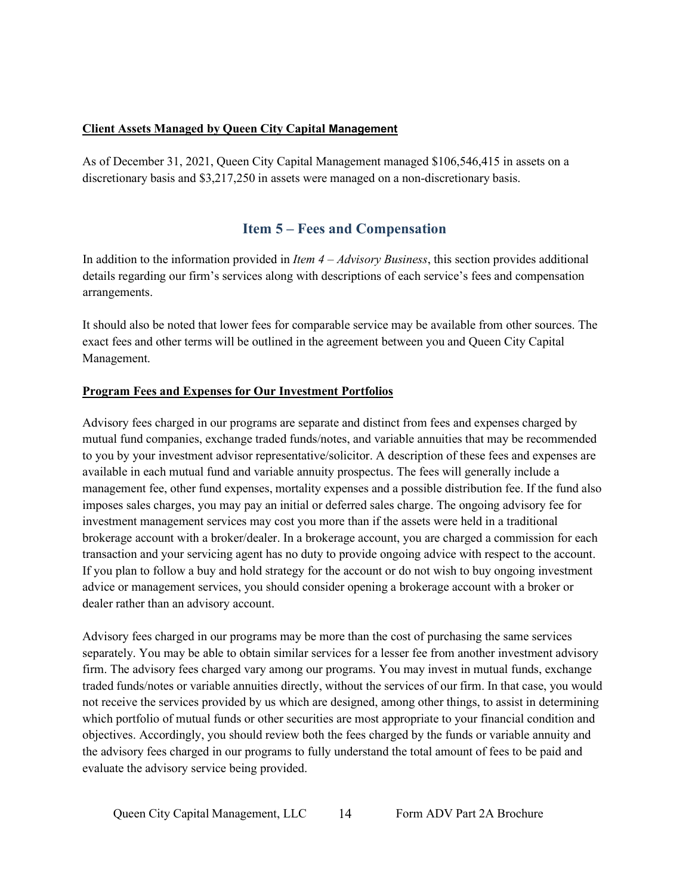**Client Assets Managed by Queen City Capital Management**

As of December 31, 2021, Queen City Capital Management managed $106,546,415 in assets on a discretionary basis and $3,217,250 in assets were managed on a non-discretionary basis.

## Item 5 – Fees and Compensation

In addition to the information provided in *Item 4 – Advisory Business*, this section provides additional details regarding our firm's services along with descriptions of each service's fees and compensation arrangements.

It should also be noted that lower fees for comparable service may be available from other sources. The exact fees and other terms will be outlined in the agreement between you and Queen City Capital Management.

**Program Fees and Expenses for Our Investment Portfolios**

Advisory fees charged in our programs are separate and distinct from fees and expenses charged by mutual fund companies, exchange traded funds/notes, and variable annuities that may be recommended to you by your investment advisor representative/solicitor. A description of these fees and expenses are available in each mutual fund and variable annuity prospectus. The fees will generally include a management fee, other fund expenses, mortality expenses and a possible distribution fee. If the fund also imposes sales charges, you may pay an initial or deferred sales charge. The ongoing advisory fee for investment management services may cost you more than if the assets were held in a traditional brokerage account with a broker/dealer. In a brokerage account, you are charged a commission for each transaction and your servicing agent has no duty to provide ongoing advice with respect to the account. If you plan to follow a buy and hold strategy for the account or do not wish to buy ongoing investment advice or management services, you should consider opening a brokerage account with a broker or dealer rather than an advisory account.

Advisory fees charged in our programs may be more than the cost of purchasing the same services separately. You may be able to obtain similar services for a lesser fee from another investment advisory firm. The advisory fees charged vary among our programs. You may invest in mutual funds, exchange traded funds/notes or variable annuities directly, without the services of our firm. In that case, you would not receive the services provided by us which are designed, among other things, to assist in determining which portfolio of mutual funds or other securities are most appropriate to your financial condition and objectives. Accordingly, you should review both the fees charged by the funds or variable annuity and the advisory fees charged in our programs to fully understand the total amount of fees to be paid and evaluate the advisory service being provided.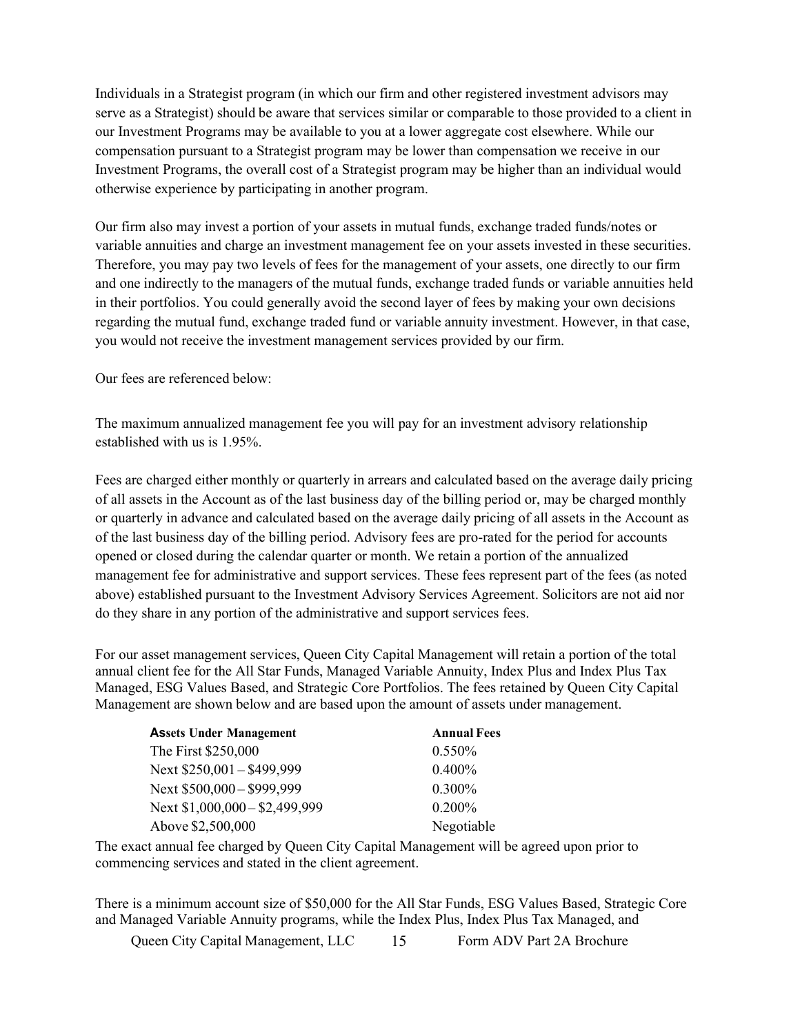Individuals in a Strategist program (in which our firm and other registered investment advisors may serve as a Strategist) should be aware that services similar or comparable to those provided to a client in our Investment Programs may be available to you at a lower aggregate cost elsewhere. While our compensation pursuant to a Strategist program may be lower than compensation we receive in our Investment Programs, the overall cost of a Strategist program may be higher than an individual would otherwise experience by participating in another program.

Our firm also may invest a portion of your assets in mutual funds, exchange traded funds/notes or variable annuities and charge an investment management fee on your assets invested in these securities. Therefore, you may pay two levels of fees for the management of your assets, one directly to our firm and one indirectly to the managers of the mutual funds, exchange traded funds or variable annuities held in their portfolios. You could generally avoid the second layer of fees by making your own decisions regarding the mutual fund, exchange traded fund or variable annuity investment. However, in that case, you would not receive the investment management services provided by our firm.

Our fees are referenced below:

The maximum annualized management fee you will pay for an investment advisory relationship established with us is 1.95%.

Fees are charged either monthly or quarterly in arrears and calculated based on the average daily pricing of all assets in the Account as of the last business day of the billing period or, may be charged monthly or quarterly in advance and calculated based on the average daily pricing of all assets in the Account as of the last business day of the billing period. Advisory fees are pro-rated for the period for accounts opened or closed during the calendar quarter or month. We retain a portion of the annualized management fee for administrative and support services. These fees represent part of the fees (as noted above) established pursuant to the Investment Advisory Services Agreement. Solicitors are not aid nor do they share in any portion of the administrative and support services fees.

For our asset management services, Queen City Capital Management will retain a portion of the total annual client fee for the All Star Funds, Managed Variable Annuity, Index Plus and Index Plus Tax Managed, ESG Values Based, and Strategic Core Portfolios. The fees retained by Queen City Capital Management are shown below and are based upon the amount of assets under management.

| Assets Under Management | Annual Fees |
|---|---|
| The First $250,000 | 0.550% |
| Next $250,001 – $499,999 | 0.400% |
| Next $500,000 – $999,999 | 0.300% |
| Next $1,000,000 – $2,499,999 | 0.200% |
| Above $2,500,000 | Negotiable |

The exact annual fee charged by Queen City Capital Management will be agreed upon prior to commencing services and stated in the client agreement.

There is a minimum account size of $50,000 for the All Star Funds, ESG Values Based, Strategic Core and Managed Variable Annuity programs, while the Index Plus, Index Plus Tax Managed, and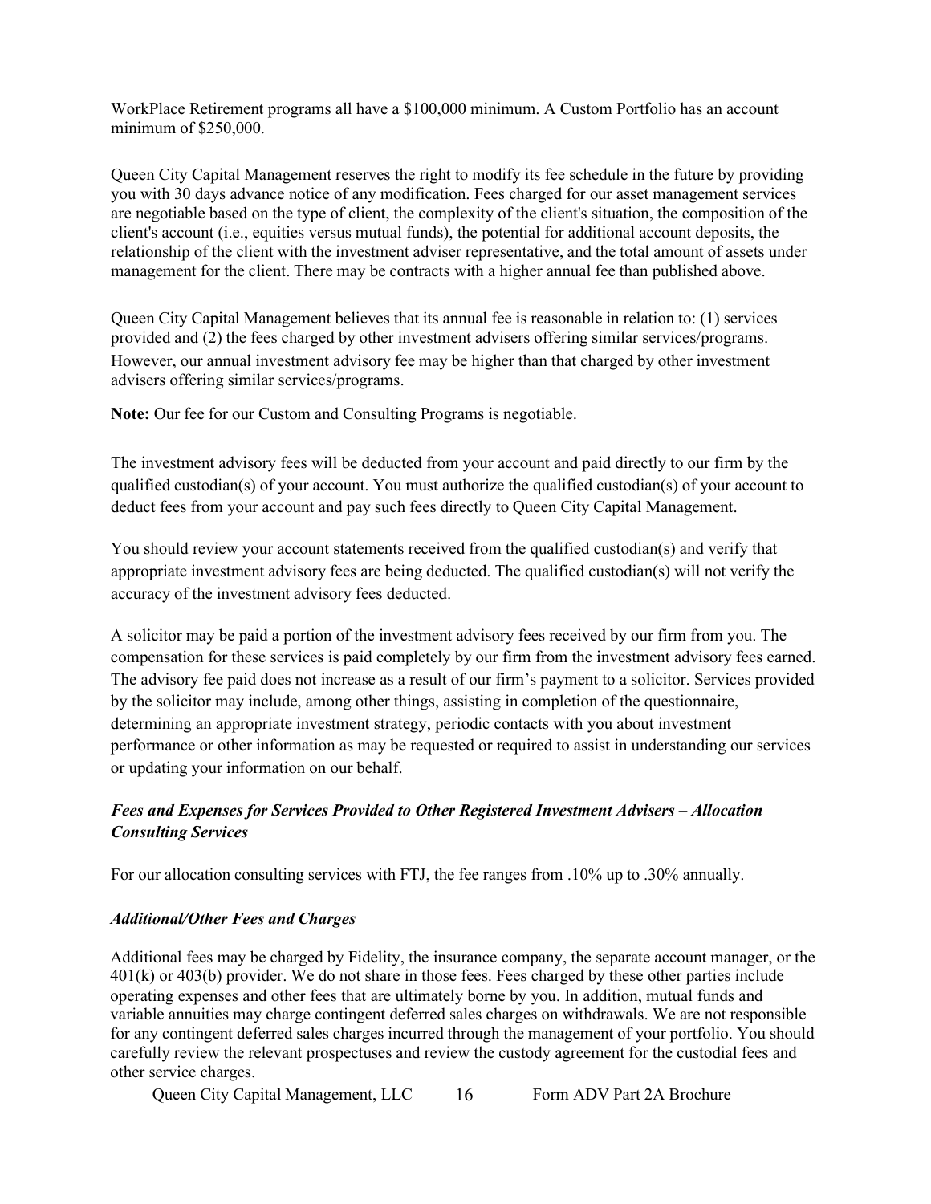WorkPlace Retirement programs all have a $100,000 minimum. A Custom Portfolio has an account minimum of $250,000.

Queen City Capital Management reserves the right to modify its fee schedule in the future by providing you with 30 days advance notice of any modification. Fees charged for our asset management services are negotiable based on the type of client, the complexity of the client's situation, the composition of the client's account (i.e., equities versus mutual funds), the potential for additional account deposits, the relationship of the client with the investment adviser representative, and the total amount of assets under management for the client. There may be contracts with a higher annual fee than published above.

Queen City Capital Management believes that its annual fee is reasonable in relation to: (1) services provided and (2) the fees charged by other investment advisers offering similar services/programs. However, our annual investment advisory fee may be higher than that charged by other investment advisers offering similar services/programs.

**Note:** Our fee for our Custom and Consulting Programs is negotiable.

The investment advisory fees will be deducted from your account and paid directly to our firm by the qualified custodian(s) of your account. You must authorize the qualified custodian(s) of your account to deduct fees from your account and pay such fees directly to Queen City Capital Management.

You should review your account statements received from the qualified custodian(s) and verify that appropriate investment advisory fees are being deducted. The qualified custodian(s) will not verify the accuracy of the investment advisory fees deducted.

A solicitor may be paid a portion of the investment advisory fees received by our firm from you. The compensation for these services is paid completely by our firm from the investment advisory fees earned. The advisory fee paid does not increase as a result of our firm's payment to a solicitor. Services provided by the solicitor may include, among other things, assisting in completion of the questionnaire, determining an appropriate investment strategy, periodic contacts with you about investment performance or other information as may be requested or required to assist in understanding our services or updating your information on our behalf.

### *Fees and Expenses for Services Provided to Other Registered Investment Advisers – Allocation Consulting Services*

For our allocation consulting services with FTJ, the fee ranges from .10% up to .30% annually.

### *Additional/Other Fees and Charges*

Additional fees may be charged by Fidelity, the insurance company, the separate account manager, or the 401(k) or 403(b) provider. We do not share in those fees. Fees charged by these other parties include operating expenses and other fees that are ultimately borne by you. In addition, mutual funds and variable annuities may charge contingent deferred sales charges on withdrawals. We are not responsible for any contingent deferred sales charges incurred through the management of your portfolio. You should carefully review the relevant prospectuses and review the custody agreement for the custodial fees and other service charges.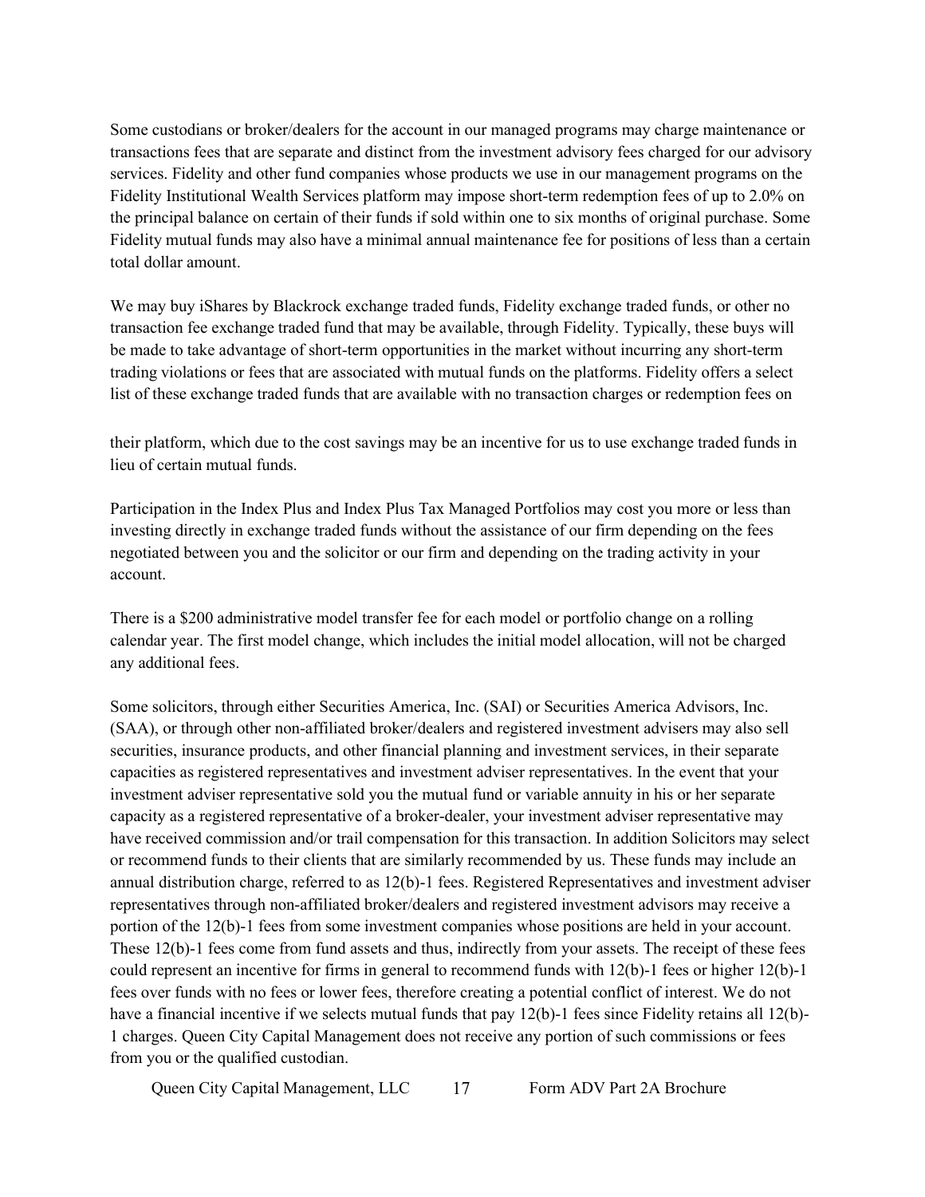Some custodians or broker/dealers for the account in our managed programs may charge maintenance or transactions fees that are separate and distinct from the investment advisory fees charged for our advisory services. Fidelity and other fund companies whose products we use in our management programs on the Fidelity Institutional Wealth Services platform may impose short-term redemption fees of up to 2.0% on the principal balance on certain of their funds if sold within one to six months of original purchase. Some Fidelity mutual funds may also have a minimal annual maintenance fee for positions of less than a certain total dollar amount.

We may buy iShares by Blackrock exchange traded funds, Fidelity exchange traded funds, or other no transaction fee exchange traded fund that may be available, through Fidelity. Typically, these buys will be made to take advantage of short-term opportunities in the market without incurring any short-term trading violations or fees that are associated with mutual funds on the platforms. Fidelity offers a select list of these exchange traded funds that are available with no transaction charges or redemption fees on their platform, which due to the cost savings may be an incentive for us to use exchange traded funds in lieu of certain mutual funds.

Participation in the Index Plus and Index Plus Tax Managed Portfolios may cost you more or less than investing directly in exchange traded funds without the assistance of our firm depending on the fees negotiated between you and the solicitor or our firm and depending on the trading activity in your account.

There is a $200 administrative model transfer fee for each model or portfolio change on a rolling calendar year. The first model change, which includes the initial model allocation, will not be charged any additional fees.

Some solicitors, through either Securities America, Inc. (SAI) or Securities America Advisors, Inc. (SAA), or through other non-affiliated broker/dealers and registered investment advisers may also sell securities, insurance products, and other financial planning and investment services, in their separate capacities as registered representatives and investment adviser representatives. In the event that your investment adviser representative sold you the mutual fund or variable annuity in his or her separate capacity as a registered representative of a broker-dealer, your investment adviser representative may have received commission and/or trail compensation for this transaction. In addition Solicitors may select or recommend funds to their clients that are similarly recommended by us. These funds may include an annual distribution charge, referred to as 12(b)-1 fees. Registered Representatives and investment adviser representatives through non-affiliated broker/dealers and registered investment advisors may receive a portion of the 12(b)-1 fees from some investment companies whose positions are held in your account. These 12(b)-1 fees come from fund assets and thus, indirectly from your assets. The receipt of these fees could represent an incentive for firms in general to recommend funds with 12(b)-1 fees or higher 12(b)-1 fees over funds with no fees or lower fees, therefore creating a potential conflict of interest. We do not have a financial incentive if we selects mutual funds that pay 12(b)-1 fees since Fidelity retains all 12(b)-1 charges. Queen City Capital Management does not receive any portion of such commissions or fees from you or the qualified custodian.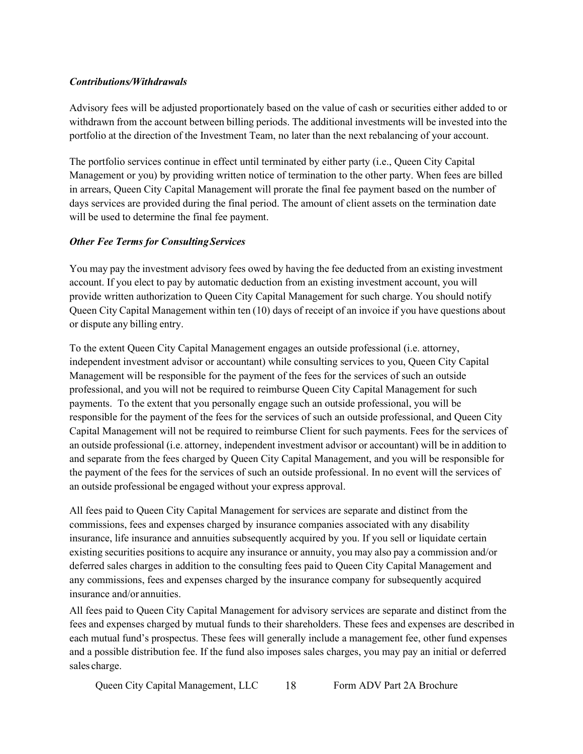***Contributions/Withdrawals***

Advisory fees will be adjusted proportionately based on the value of cash or securities either added to or withdrawn from the account between billing periods. The additional investments will be invested into the portfolio at the direction of the Investment Team, no later than the next rebalancing of your account.

The portfolio services continue in effect until terminated by either party (i.e., Queen City Capital Management or you) by providing written notice of termination to the other party. When fees are billed in arrears, Queen City Capital Management will prorate the final fee payment based on the number of days services are provided during the final period. The amount of client assets on the termination date will be used to determine the final fee payment.

***Other Fee Terms for Consulting Services***

You may pay the investment advisory fees owed by having the fee deducted from an existing investment account. If you elect to pay by automatic deduction from an existing investment account, you will provide written authorization to Queen City Capital Management for such charge. You should notify Queen City Capital Management within ten (10) days of receipt of an invoice if you have questions about or dispute any billing entry.

To the extent Queen City Capital Management engages an outside professional (i.e. attorney, independent investment advisor or accountant) while consulting services to you, Queen City Capital Management will be responsible for the payment of the fees for the services of such an outside professional, and you will not be required to reimburse Queen City Capital Management for such payments. To the extent that you personally engage such an outside professional, you will be responsible for the payment of the fees for the services of such an outside professional, and Queen City Capital Management will not be required to reimburse Client for such payments. Fees for the services of an outside professional (i.e. attorney, independent investment advisor or accountant) will be in addition to and separate from the fees charged by Queen City Capital Management, and you will be responsible for the payment of the fees for the services of such an outside professional. In no event will the services of an outside professional be engaged without your express approval.

All fees paid to Queen City Capital Management for services are separate and distinct from the commissions, fees and expenses charged by insurance companies associated with any disability insurance, life insurance and annuities subsequently acquired by you. If you sell or liquidate certain existing securities positions to acquire any insurance or annuity, you may also pay a commission and/or deferred sales charges in addition to the consulting fees paid to Queen City Capital Management and any commissions, fees and expenses charged by the insurance company for subsequently acquired insurance and/or annuities.

All fees paid to Queen City Capital Management for advisory services are separate and distinct from the fees and expenses charged by mutual funds to their shareholders. These fees and expenses are described in each mutual fund's prospectus. These fees will generally include a management fee, other fund expenses and a possible distribution fee. If the fund also imposes sales charges, you may pay an initial or deferred sales charge.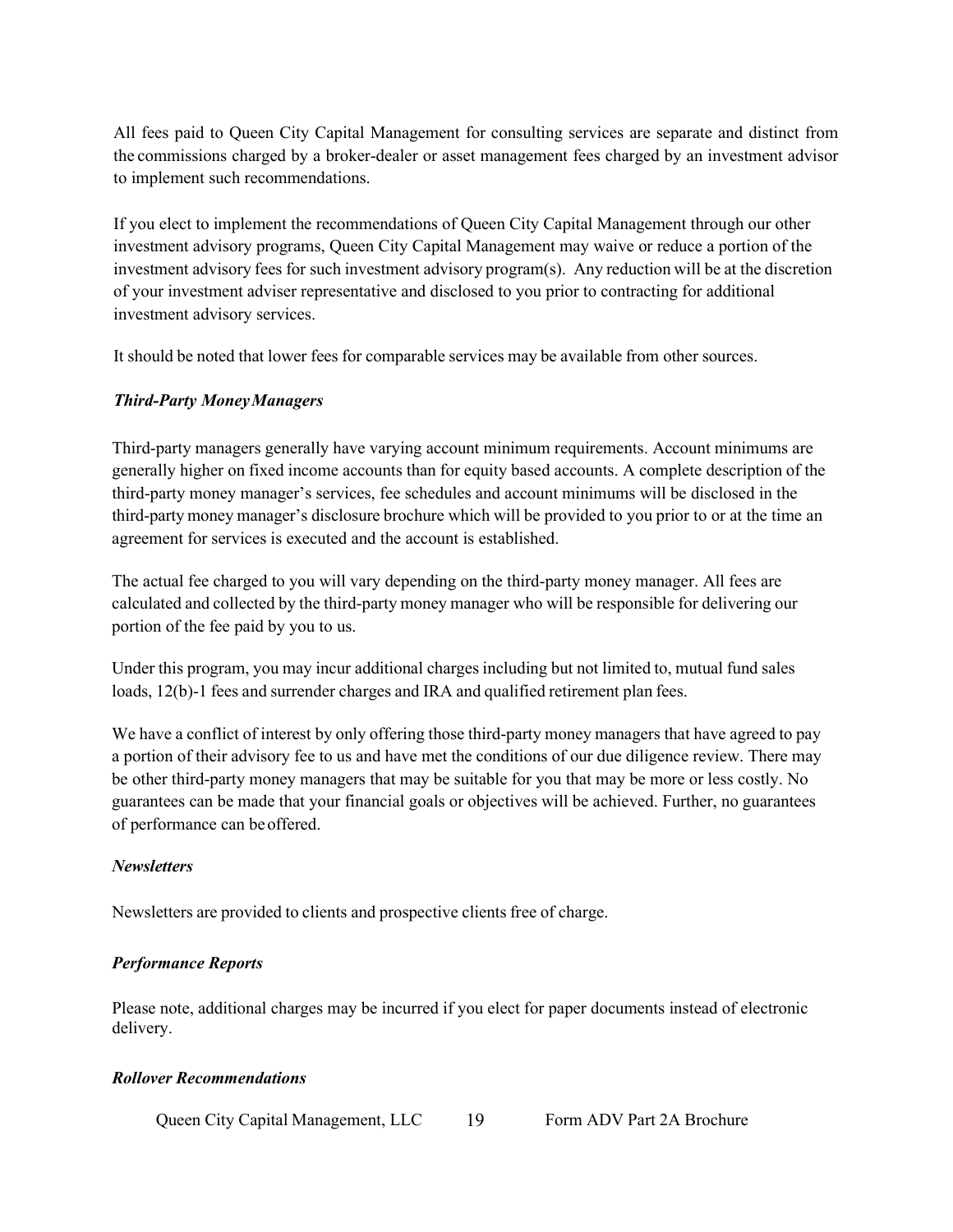All fees paid to Queen City Capital Management for consulting services are separate and distinct from the commissions charged by a broker-dealer or asset management fees charged by an investment advisor to implement such recommendations.

If you elect to implement the recommendations of Queen City Capital Management through our other investment advisory programs, Queen City Capital Management may waive or reduce a portion of the investment advisory fees for such investment advisory program(s). Any reduction will be at the discretion of your investment adviser representative and disclosed to you prior to contracting for additional investment advisory services.

It should be noted that lower fees for comparable services may be available from other sources.

***Third-Party Money Managers***

Third-party managers generally have varying account minimum requirements. Account minimums are generally higher on fixed income accounts than for equity based accounts. A complete description of the third-party money manager's services, fee schedules and account minimums will be disclosed in the third-party money manager's disclosure brochure which will be provided to you prior to or at the time an agreement for services is executed and the account is established.

The actual fee charged to you will vary depending on the third-party money manager. All fees are calculated and collected by the third-party money manager who will be responsible for delivering our portion of the fee paid by you to us.

Under this program, you may incur additional charges including but not limited to, mutual fund sales loads, 12(b)-1 fees and surrender charges and IRA and qualified retirement plan fees.

We have a conflict of interest by only offering those third-party money managers that have agreed to pay a portion of their advisory fee to us and have met the conditions of our due diligence review. There may be other third-party money managers that may be suitable for you that may be more or less costly. No guarantees can be made that your financial goals or objectives will be achieved. Further, no guarantees of performance can be offered.

***Newsletters***

Newsletters are provided to clients and prospective clients free of charge.

***Performance Reports***

Please note, additional charges may be incurred if you elect for paper documents instead of electronic delivery.

***Rollover Recommendations***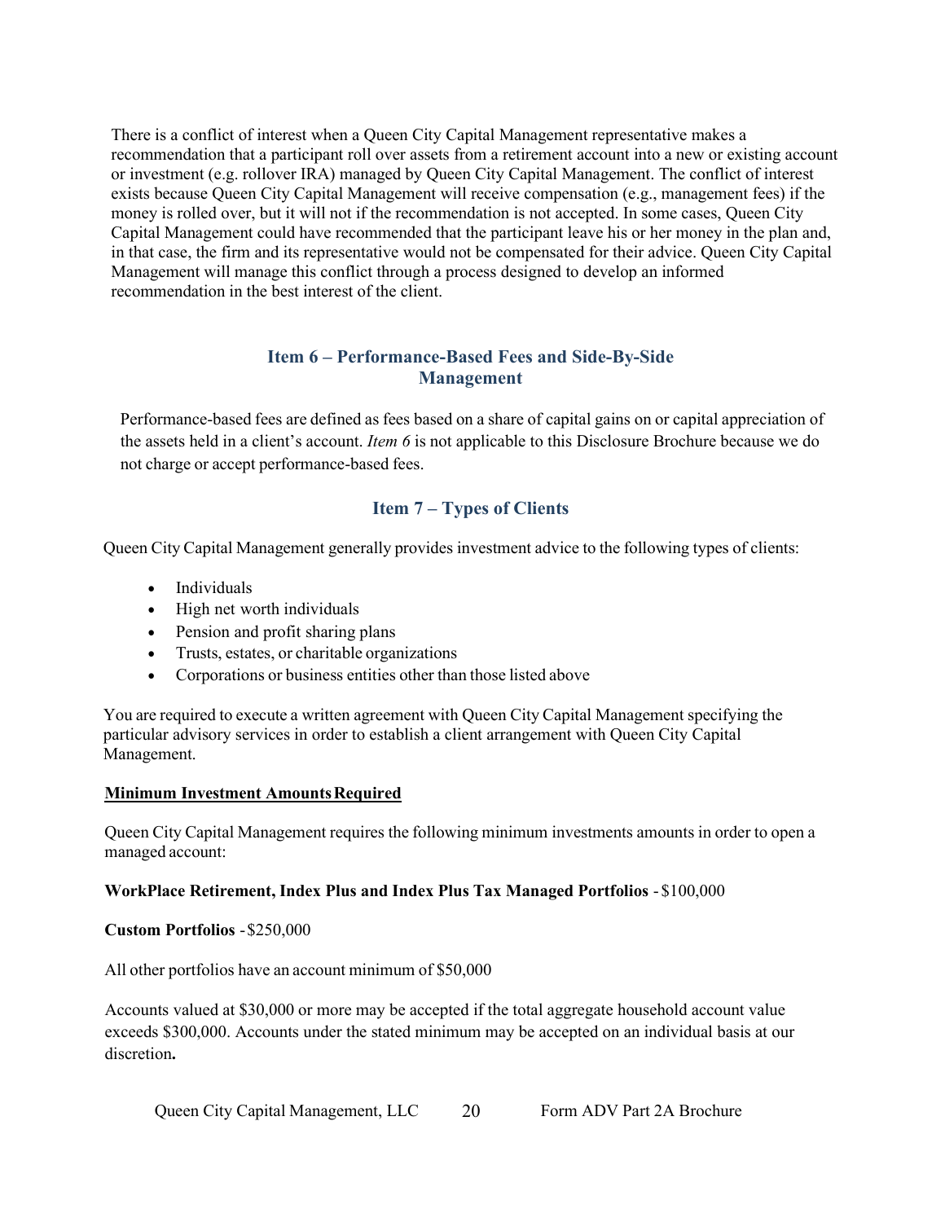There is a conflict of interest when a Queen City Capital Management representative makes a recommendation that a participant roll over assets from a retirement account into a new or existing account or investment (e.g. rollover IRA) managed by Queen City Capital Management. The conflict of interest exists because Queen City Capital Management will receive compensation (e.g., management fees) if the money is rolled over, but it will not if the recommendation is not accepted. In some cases, Queen City Capital Management could have recommended that the participant leave his or her money in the plan and, in that case, the firm and its representative would not be compensated for their advice. Queen City Capital Management will manage this conflict through a process designed to develop an informed recommendation in the best interest of the client.

## Item 6 – Performance-Based Fees and Side-By-Side Management

Performance-based fees are defined as fees based on a share of capital gains on or capital appreciation of the assets held in a client's account. *Item 6* is not applicable to this Disclosure Brochure because we do not charge or accept performance-based fees.

## Item 7 – Types of Clients

Queen City Capital Management generally provides investment advice to the following types of clients:

- Individuals
- High net worth individuals
- Pension and profit sharing plans
- Trusts, estates, or charitable organizations
- Corporations or business entities other than those listed above

You are required to execute a written agreement with Queen City Capital Management specifying the particular advisory services in order to establish a client arrangement with Queen City Capital Management.

**Minimum Investment Amounts Required**

Queen City Capital Management requires the following minimum investments amounts in order to open a managed account:

**WorkPlace Retirement, Index Plus and Index Plus Tax Managed Portfolios** - $100,000

**Custom Portfolios** - $250,000

All other portfolios have an account minimum of $50,000

Accounts valued at $30,000 or more may be accepted if the total aggregate household account value exceeds $300,000. Accounts under the stated minimum may be accepted on an individual basis at our discretion**.**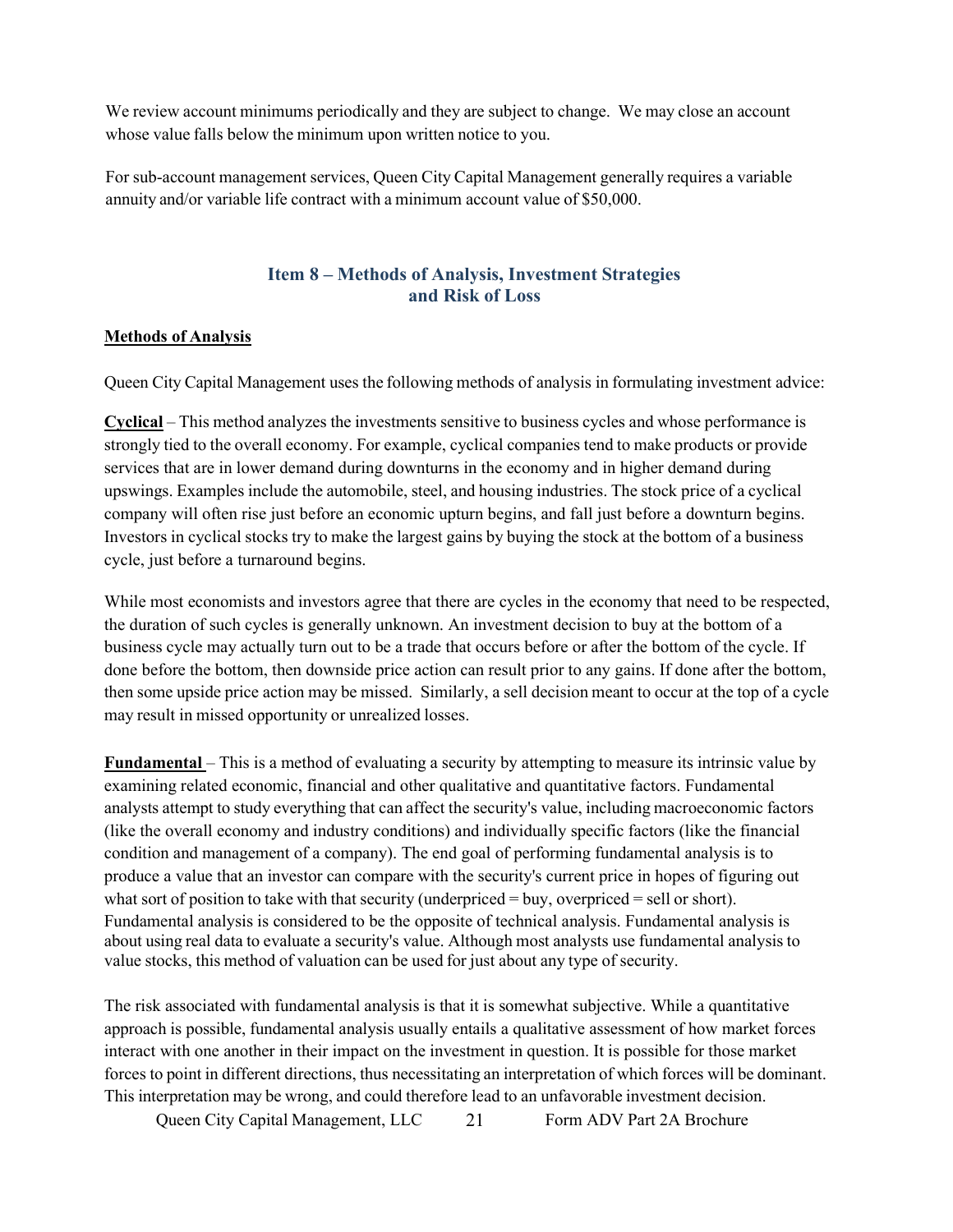We review account minimums periodically and they are subject to change. We may close an account whose value falls below the minimum upon written notice to you.

For sub-account management services, Queen City Capital Management generally requires a variable annuity and/or variable life contract with a minimum account value of $50,000.

## Item 8 – Methods of Analysis, Investment Strategies and Risk of Loss

**Methods of Analysis**

Queen City Capital Management uses the following methods of analysis in formulating investment advice:

**Cyclical** – This method analyzes the investments sensitive to business cycles and whose performance is strongly tied to the overall economy. For example, cyclical companies tend to make products or provide services that are in lower demand during downturns in the economy and in higher demand during upswings. Examples include the automobile, steel, and housing industries. The stock price of a cyclical company will often rise just before an economic upturn begins, and fall just before a downturn begins. Investors in cyclical stocks try to make the largest gains by buying the stock at the bottom of a business cycle, just before a turnaround begins.

While most economists and investors agree that there are cycles in the economy that need to be respected, the duration of such cycles is generally unknown. An investment decision to buy at the bottom of a business cycle may actually turn out to be a trade that occurs before or after the bottom of the cycle. If done before the bottom, then downside price action can result prior to any gains. If done after the bottom, then some upside price action may be missed. Similarly, a sell decision meant to occur at the top of a cycle may result in missed opportunity or unrealized losses.

**Fundamental** – This is a method of evaluating a security by attempting to measure its intrinsic value by examining related economic, financial and other qualitative and quantitative factors. Fundamental analysts attempt to study everything that can affect the security's value, including macroeconomic factors (like the overall economy and industry conditions) and individually specific factors (like the financial condition and management of a company). The end goal of performing fundamental analysis is to produce a value that an investor can compare with the security's current price in hopes of figuring out what sort of position to take with that security (underpriced = buy, overpriced = sell or short). Fundamental analysis is considered to be the opposite of technical analysis. Fundamental analysis is about using real data to evaluate a security's value. Although most analysts use fundamental analysis to value stocks, this method of valuation can be used for just about any type of security.

The risk associated with fundamental analysis is that it is somewhat subjective. While a quantitative approach is possible, fundamental analysis usually entails a qualitative assessment of how market forces interact with one another in their impact on the investment in question. It is possible for those market forces to point in different directions, thus necessitating an interpretation of which forces will be dominant. This interpretation may be wrong, and could therefore lead to an unfavorable investment decision.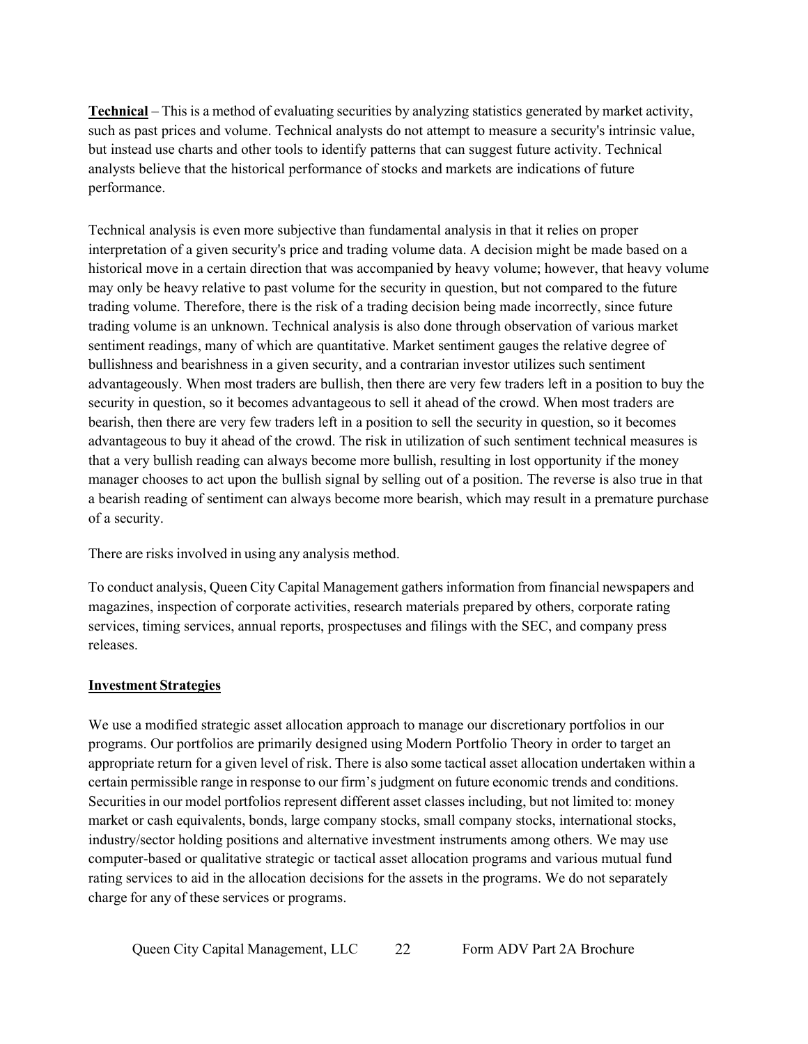**Technical** – This is a method of evaluating securities by analyzing statistics generated by market activity, such as past prices and volume. Technical analysts do not attempt to measure a security's intrinsic value, but instead use charts and other tools to identify patterns that can suggest future activity. Technical analysts believe that the historical performance of stocks and markets are indications of future performance.

Technical analysis is even more subjective than fundamental analysis in that it relies on proper interpretation of a given security's price and trading volume data. A decision might be made based on a historical move in a certain direction that was accompanied by heavy volume; however, that heavy volume may only be heavy relative to past volume for the security in question, but not compared to the future trading volume. Therefore, there is the risk of a trading decision being made incorrectly, since future trading volume is an unknown. Technical analysis is also done through observation of various market sentiment readings, many of which are quantitative. Market sentiment gauges the relative degree of bullishness and bearishness in a given security, and a contrarian investor utilizes such sentiment advantageously. When most traders are bullish, then there are very few traders left in a position to buy the security in question, so it becomes advantageous to sell it ahead of the crowd. When most traders are bearish, then there are very few traders left in a position to sell the security in question, so it becomes advantageous to buy it ahead of the crowd. The risk in utilization of such sentiment technical measures is that a very bullish reading can always become more bullish, resulting in lost opportunity if the money manager chooses to act upon the bullish signal by selling out of a position. The reverse is also true in that a bearish reading of sentiment can always become more bearish, which may result in a premature purchase of a security.

There are risks involved in using any analysis method.

To conduct analysis, Queen City Capital Management gathers information from financial newspapers and magazines, inspection of corporate activities, research materials prepared by others, corporate rating services, timing services, annual reports, prospectuses and filings with the SEC, and company press releases.

**Investment Strategies**

We use a modified strategic asset allocation approach to manage our discretionary portfolios in our programs. Our portfolios are primarily designed using Modern Portfolio Theory in order to target an appropriate return for a given level of risk. There is also some tactical asset allocation undertaken within a certain permissible range in response to our firm's judgment on future economic trends and conditions. Securities in our model portfolios represent different asset classes including, but not limited to: money market or cash equivalents, bonds, large company stocks, small company stocks, international stocks, industry/sector holding positions and alternative investment instruments among others. We may use computer-based or qualitative strategic or tactical asset allocation programs and various mutual fund rating services to aid in the allocation decisions for the assets in the programs. We do not separately charge for any of these services or programs.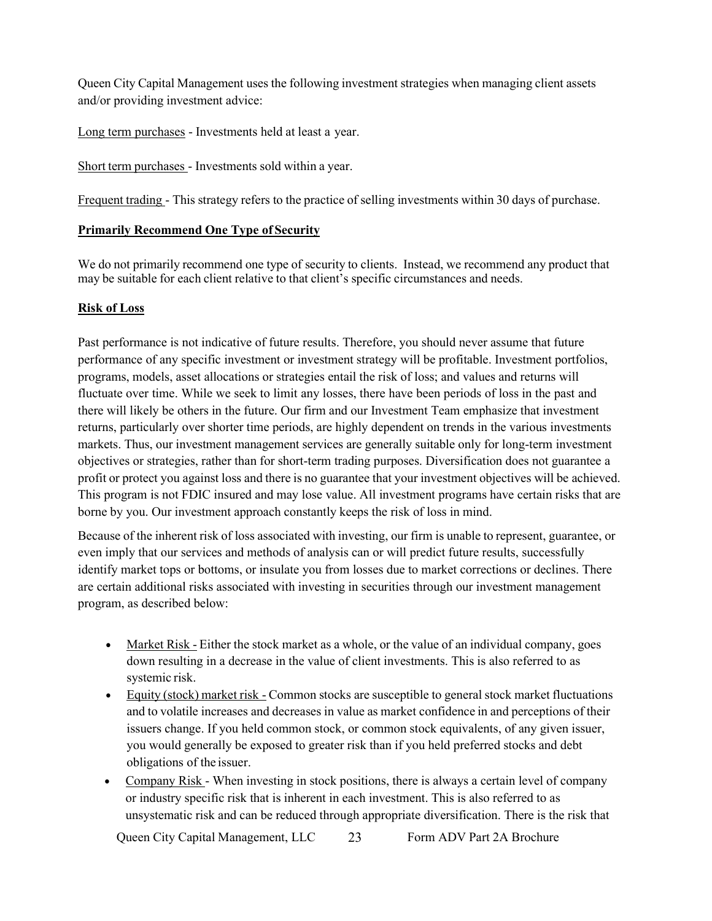Queen City Capital Management uses the following investment strategies when managing client assets and/or providing investment advice:

Long term purchases - Investments held at least a year.

Short term purchases - Investments sold within a year.

Frequent trading - This strategy refers to the practice of selling investments within 30 days of purchase.

**Primarily Recommend One Type of Security**

We do not primarily recommend one type of security to clients. Instead, we recommend any product that may be suitable for each client relative to that client's specific circumstances and needs.

**Risk of Loss**

Past performance is not indicative of future results. Therefore, you should never assume that future performance of any specific investment or investment strategy will be profitable. Investment portfolios, programs, models, asset allocations or strategies entail the risk of loss; and values and returns will fluctuate over time. While we seek to limit any losses, there have been periods of loss in the past and there will likely be others in the future. Our firm and our Investment Team emphasize that investment returns, particularly over shorter time periods, are highly dependent on trends in the various investments markets. Thus, our investment management services are generally suitable only for long-term investment objectives or strategies, rather than for short-term trading purposes. Diversification does not guarantee a profit or protect you against loss and there is no guarantee that your investment objectives will be achieved. This program is not FDIC insured and may lose value. All investment programs have certain risks that are borne by you. Our investment approach constantly keeps the risk of loss in mind.

Because of the inherent risk of loss associated with investing, our firm is unable to represent, guarantee, or even imply that our services and methods of analysis can or will predict future results, successfully identify market tops or bottoms, or insulate you from losses due to market corrections or declines. There are certain additional risks associated with investing in securities through our investment management program, as described below:

- Market Risk - Either the stock market as a whole, or the value of an individual company, goes down resulting in a decrease in the value of client investments. This is also referred to as systemic risk.
- Equity (stock) market risk - Common stocks are susceptible to general stock market fluctuations and to volatile increases and decreases in value as market confidence in and perceptions of their issuers change. If you held common stock, or common stock equivalents, of any given issuer, you would generally be exposed to greater risk than if you held preferred stocks and debt obligations of the issuer.
- Company Risk - When investing in stock positions, there is always a certain level of company or industry specific risk that is inherent in each investment. This is also referred to as unsystematic risk and can be reduced through appropriate diversification. There is the risk that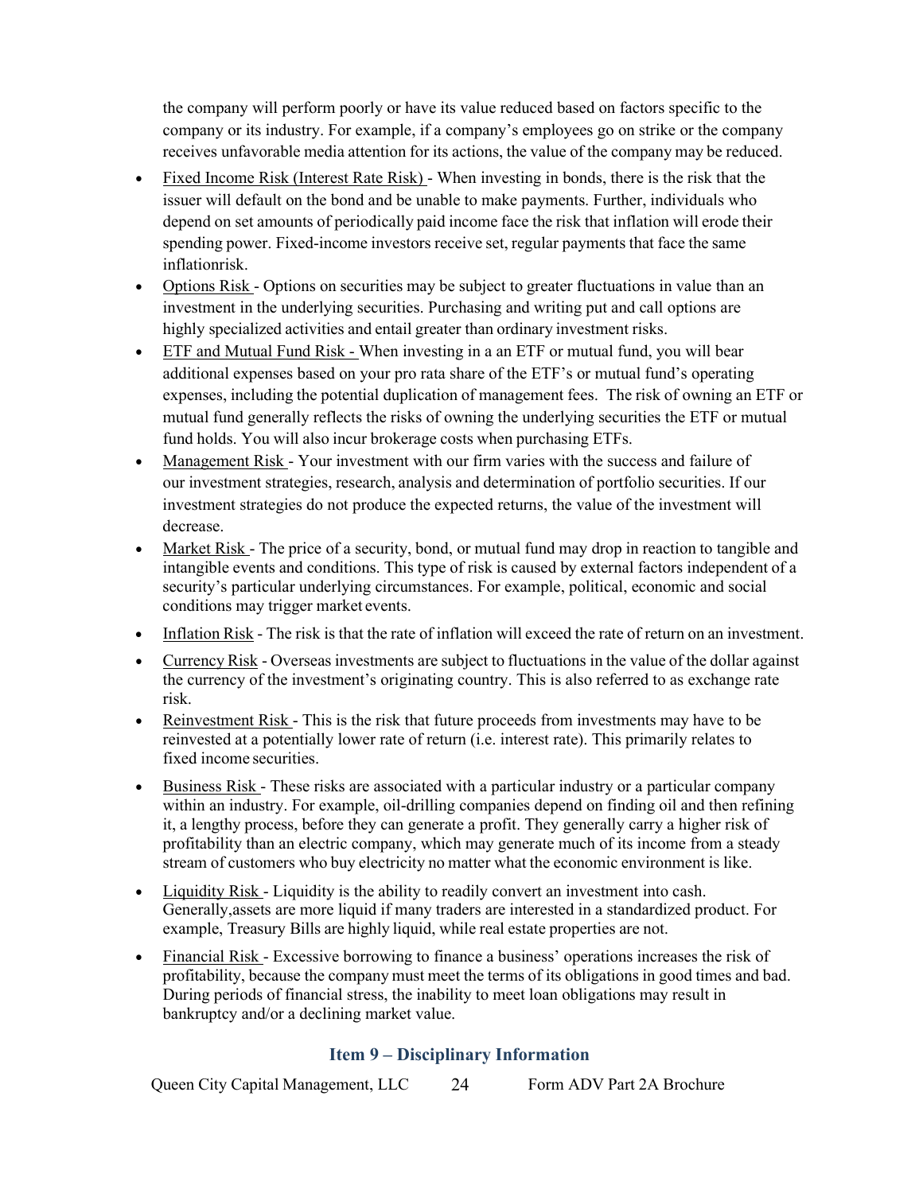the company will perform poorly or have its value reduced based on factors specific to the company or its industry. For example, if a company's employees go on strike or the company receives unfavorable media attention for its actions, the value of the company may be reduced.

- Fixed Income Risk (Interest Rate Risk) - When investing in bonds, there is the risk that the issuer will default on the bond and be unable to make payments. Further, individuals who depend on set amounts of periodically paid income face the risk that inflation will erode their spending power. Fixed-income investors receive set, regular payments that face the same inflationrisk.
- Options Risk - Options on securities may be subject to greater fluctuations in value than an investment in the underlying securities. Purchasing and writing put and call options are highly specialized activities and entail greater than ordinary investment risks.
- ETF and Mutual Fund Risk - When investing in a an ETF or mutual fund, you will bear additional expenses based on your pro rata share of the ETF's or mutual fund's operating expenses, including the potential duplication of management fees. The risk of owning an ETF or mutual fund generally reflects the risks of owning the underlying securities the ETF or mutual fund holds. You will also incur brokerage costs when purchasing ETFs.
- Management Risk - Your investment with our firm varies with the success and failure of our investment strategies, research, analysis and determination of portfolio securities. If our investment strategies do not produce the expected returns, the value of the investment will decrease.
- Market Risk - The price of a security, bond, or mutual fund may drop in reaction to tangible and intangible events and conditions. This type of risk is caused by external factors independent of a security's particular underlying circumstances. For example, political, economic and social conditions may trigger market events.
- Inflation Risk - The risk is that the rate of inflation will exceed the rate of return on an investment.
- Currency Risk - Overseas investments are subject to fluctuations in the value of the dollar against the currency of the investment's originating country. This is also referred to as exchange rate risk.
- Reinvestment Risk - This is the risk that future proceeds from investments may have to be reinvested at a potentially lower rate of return (i.e. interest rate). This primarily relates to fixed income securities.
- Business Risk - These risks are associated with a particular industry or a particular company within an industry. For example, oil-drilling companies depend on finding oil and then refining it, a lengthy process, before they can generate a profit. They generally carry a higher risk of profitability than an electric company, which may generate much of its income from a steady stream of customers who buy electricity no matter what the economic environment is like.
- Liquidity Risk - Liquidity is the ability to readily convert an investment into cash. Generally,assets are more liquid if many traders are interested in a standardized product. For example, Treasury Bills are highly liquid, while real estate properties are not.
- Financial Risk - Excessive borrowing to finance a business' operations increases the risk of profitability, because the company must meet the terms of its obligations in good times and bad. During periods of financial stress, the inability to meet loan obligations may result in bankruptcy and/or a declining market value.

## Item 9 – Disciplinary Information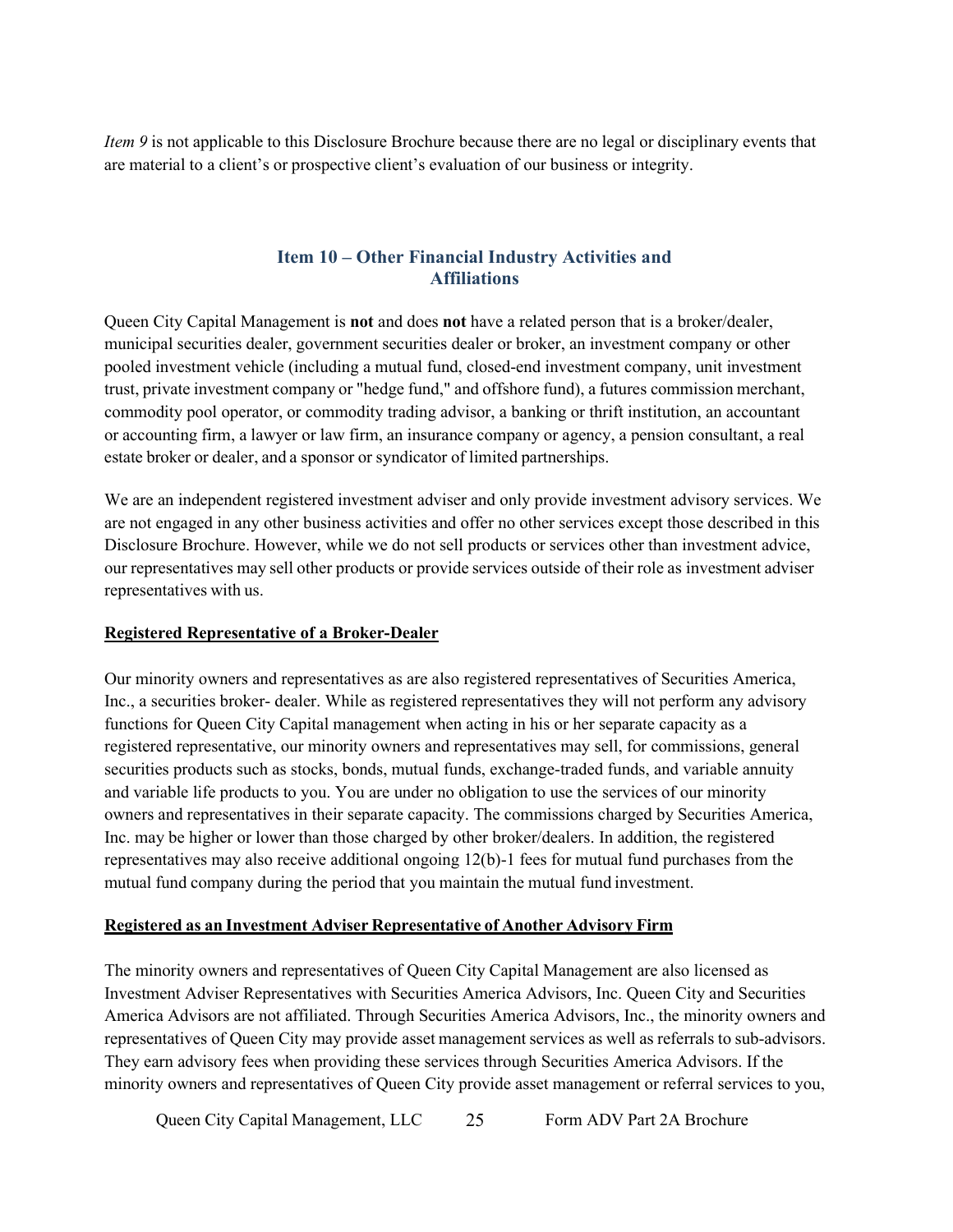*Item 9* is not applicable to this Disclosure Brochure because there are no legal or disciplinary events that are material to a client's or prospective client's evaluation of our business or integrity.

## Item 10 – Other Financial Industry Activities and Affiliations

Queen City Capital Management is **not** and does **not** have a related person that is a broker/dealer, municipal securities dealer, government securities dealer or broker, an investment company or other pooled investment vehicle (including a mutual fund, closed-end investment company, unit investment trust, private investment company or "hedge fund," and offshore fund), a futures commission merchant, commodity pool operator, or commodity trading advisor, a banking or thrift institution, an accountant or accounting firm, a lawyer or law firm, an insurance company or agency, a pension consultant, a real estate broker or dealer, and a sponsor or syndicator of limited partnerships.

We are an independent registered investment adviser and only provide investment advisory services. We are not engaged in any other business activities and offer no other services except those described in this Disclosure Brochure. However, while we do not sell products or services other than investment advice, our representatives may sell other products or provide services outside of their role as investment adviser representatives with us.

**Registered Representative of a Broker-Dealer**

Our minority owners and representatives as are also registered representatives of Securities America, Inc., a securities broker- dealer. While as registered representatives they will not perform any advisory functions for Queen City Capital management when acting in his or her separate capacity as a registered representative, our minority owners and representatives may sell, for commissions, general securities products such as stocks, bonds, mutual funds, exchange-traded funds, and variable annuity and variable life products to you. You are under no obligation to use the services of our minority owners and representatives in their separate capacity. The commissions charged by Securities America, Inc. may be higher or lower than those charged by other broker/dealers. In addition, the registered representatives may also receive additional ongoing 12(b)-1 fees for mutual fund purchases from the mutual fund company during the period that you maintain the mutual fund investment.

**Registered as an Investment Adviser Representative of Another Advisory Firm**

The minority owners and representatives of Queen City Capital Management are also licensed as Investment Adviser Representatives with Securities America Advisors, Inc. Queen City and Securities America Advisors are not affiliated. Through Securities America Advisors, Inc., the minority owners and representatives of Queen City may provide asset management services as well as referrals to sub-advisors. They earn advisory fees when providing these services through Securities America Advisors. If the minority owners and representatives of Queen City provide asset management or referral services to you,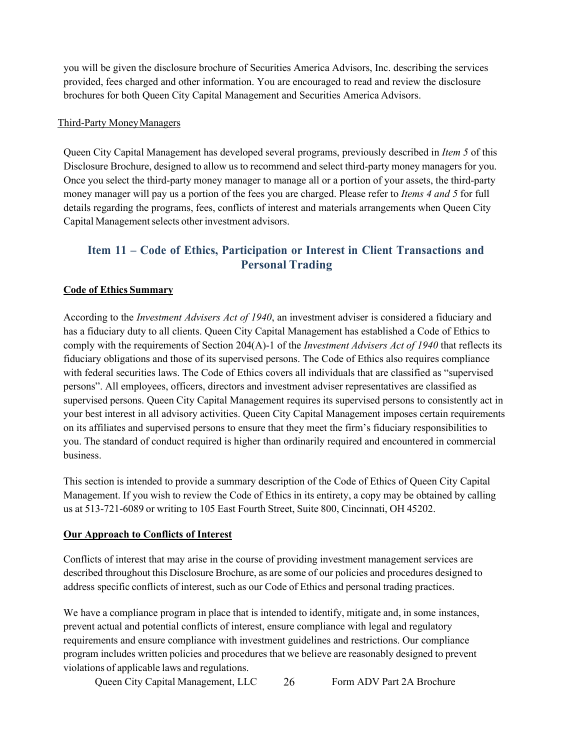you will be given the disclosure brochure of Securities America Advisors, Inc. describing the services provided, fees charged and other information. You are encouraged to read and review the disclosure brochures for both Queen City Capital Management and Securities America Advisors.

Third-Party Money Managers

Queen City Capital Management has developed several programs, previously described in *Item 5* of this Disclosure Brochure, designed to allow us to recommend and select third-party money managers for you. Once you select the third-party money manager to manage all or a portion of your assets, the third-party money manager will pay us a portion of the fees you are charged. Please refer to *Items 4 and 5* for full details regarding the programs, fees, conflicts of interest and materials arrangements when Queen City Capital Management selects other investment advisors.

## Item 11 – Code of Ethics, Participation or Interest in Client Transactions and Personal Trading

**Code of Ethics Summary**

According to the *Investment Advisers Act of 1940*, an investment adviser is considered a fiduciary and has a fiduciary duty to all clients. Queen City Capital Management has established a Code of Ethics to comply with the requirements of Section 204(A)-1 of the *Investment Advisers Act of 1940* that reflects its fiduciary obligations and those of its supervised persons. The Code of Ethics also requires compliance with federal securities laws. The Code of Ethics covers all individuals that are classified as "supervised persons". All employees, officers, directors and investment adviser representatives are classified as supervised persons. Queen City Capital Management requires its supervised persons to consistently act in your best interest in all advisory activities. Queen City Capital Management imposes certain requirements on its affiliates and supervised persons to ensure that they meet the firm's fiduciary responsibilities to you. The standard of conduct required is higher than ordinarily required and encountered in commercial business.

This section is intended to provide a summary description of the Code of Ethics of Queen City Capital Management. If you wish to review the Code of Ethics in its entirety, a copy may be obtained by calling us at 513-721-6089 or writing to 105 East Fourth Street, Suite 800, Cincinnati, OH 45202.

**Our Approach to Conflicts of Interest**

Conflicts of interest that may arise in the course of providing investment management services are described throughout this Disclosure Brochure, as are some of our policies and procedures designed to address specific conflicts of interest, such as our Code of Ethics and personal trading practices.

We have a compliance program in place that is intended to identify, mitigate and, in some instances, prevent actual and potential conflicts of interest, ensure compliance with legal and regulatory requirements and ensure compliance with investment guidelines and restrictions. Our compliance program includes written policies and procedures that we believe are reasonably designed to prevent violations of applicable laws and regulations.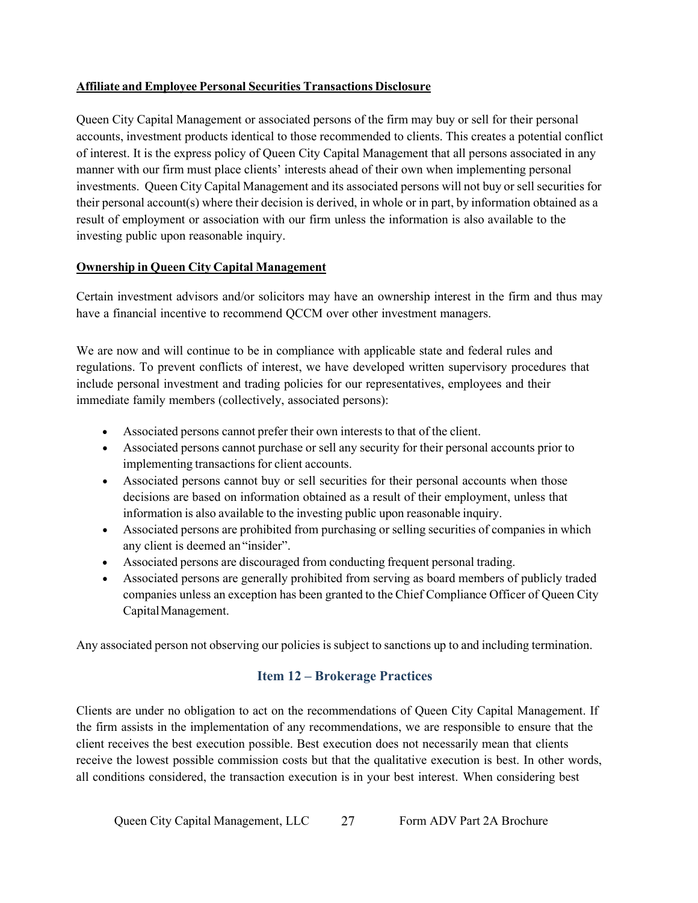**Affiliate and Employee Personal Securities Transactions Disclosure**

Queen City Capital Management or associated persons of the firm may buy or sell for their personal accounts, investment products identical to those recommended to clients. This creates a potential conflict of interest. It is the express policy of Queen City Capital Management that all persons associated in any manner with our firm must place clients' interests ahead of their own when implementing personal investments. Queen City Capital Management and its associated persons will not buy or sell securities for their personal account(s) where their decision is derived, in whole or in part, by information obtained as a result of employment or association with our firm unless the information is also available to the investing public upon reasonable inquiry.

**Ownership in Queen City Capital Management**

Certain investment advisors and/or solicitors may have an ownership interest in the firm and thus may have a financial incentive to recommend QCCM over other investment managers.

We are now and will continue to be in compliance with applicable state and federal rules and regulations. To prevent conflicts of interest, we have developed written supervisory procedures that include personal investment and trading policies for our representatives, employees and their immediate family members (collectively, associated persons):

- Associated persons cannot prefer their own interests to that of the client.
- Associated persons cannot purchase or sell any security for their personal accounts prior to implementing transactions for client accounts.
- Associated persons cannot buy or sell securities for their personal accounts when those decisions are based on information obtained as a result of their employment, unless that information is also available to the investing public upon reasonable inquiry.
- Associated persons are prohibited from purchasing or selling securities of companies in which any client is deemed an "insider".
- Associated persons are discouraged from conducting frequent personal trading.
- Associated persons are generally prohibited from serving as board members of publicly traded companies unless an exception has been granted to the Chief Compliance Officer of Queen City Capital Management.

Any associated person not observing our policies is subject to sanctions up to and including termination.

## Item 12 – Brokerage Practices

Clients are under no obligation to act on the recommendations of Queen City Capital Management. If the firm assists in the implementation of any recommendations, we are responsible to ensure that the client receives the best execution possible. Best execution does not necessarily mean that clients receive the lowest possible commission costs but that the qualitative execution is best. In other words, all conditions considered, the transaction execution is in your best interest. When considering best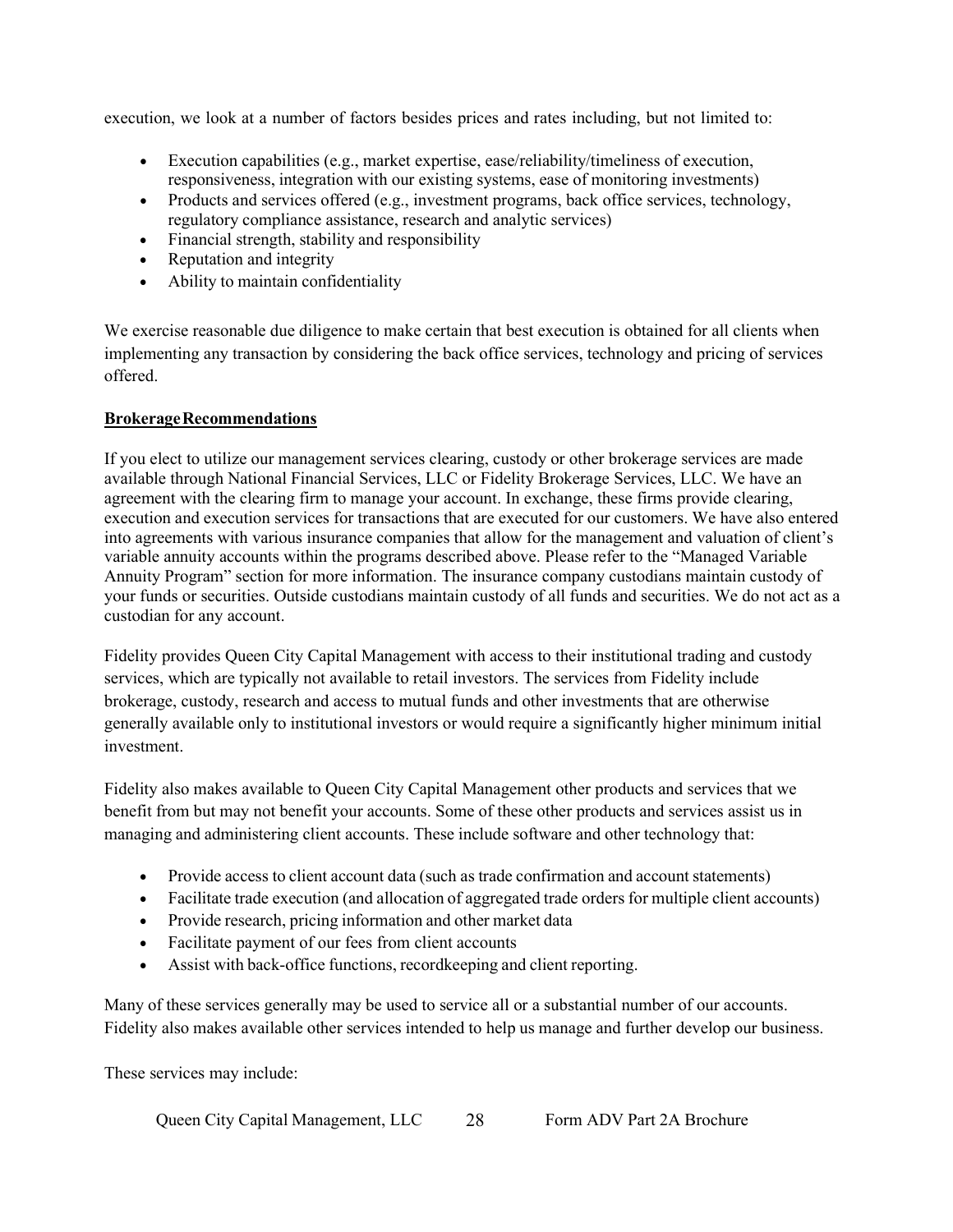execution, we look at a number of factors besides prices and rates including, but not limited to:

- Execution capabilities (e.g., market expertise, ease/reliability/timeliness of execution, responsiveness, integration with our existing systems, ease of monitoring investments)
- Products and services offered (e.g., investment programs, back office services, technology, regulatory compliance assistance, research and analytic services)
- Financial strength, stability and responsibility
- Reputation and integrity
- Ability to maintain confidentiality

We exercise reasonable due diligence to make certain that best execution is obtained for all clients when implementing any transaction by considering the back office services, technology and pricing of services offered.

**Brokerage Recommendations**

If you elect to utilize our management services clearing, custody or other brokerage services are made available through National Financial Services, LLC or Fidelity Brokerage Services, LLC. We have an agreement with the clearing firm to manage your account. In exchange, these firms provide clearing, execution and execution services for transactions that are executed for our customers. We have also entered into agreements with various insurance companies that allow for the management and valuation of client's variable annuity accounts within the programs described above. Please refer to the "Managed Variable Annuity Program" section for more information. The insurance company custodians maintain custody of your funds or securities. Outside custodians maintain custody of all funds and securities. We do not act as a custodian for any account.

Fidelity provides Queen City Capital Management with access to their institutional trading and custody services, which are typically not available to retail investors. The services from Fidelity include brokerage, custody, research and access to mutual funds and other investments that are otherwise generally available only to institutional investors or would require a significantly higher minimum initial investment.

Fidelity also makes available to Queen City Capital Management other products and services that we benefit from but may not benefit your accounts. Some of these other products and services assist us in managing and administering client accounts. These include software and other technology that:

- Provide access to client account data (such as trade confirmation and account statements)
- Facilitate trade execution (and allocation of aggregated trade orders for multiple client accounts)
- Provide research, pricing information and other market data
- Facilitate payment of our fees from client accounts
- Assist with back-office functions, recordkeeping and client reporting.

Many of these services generally may be used to service all or a substantial number of our accounts. Fidelity also makes available other services intended to help us manage and further develop our business.

These services may include: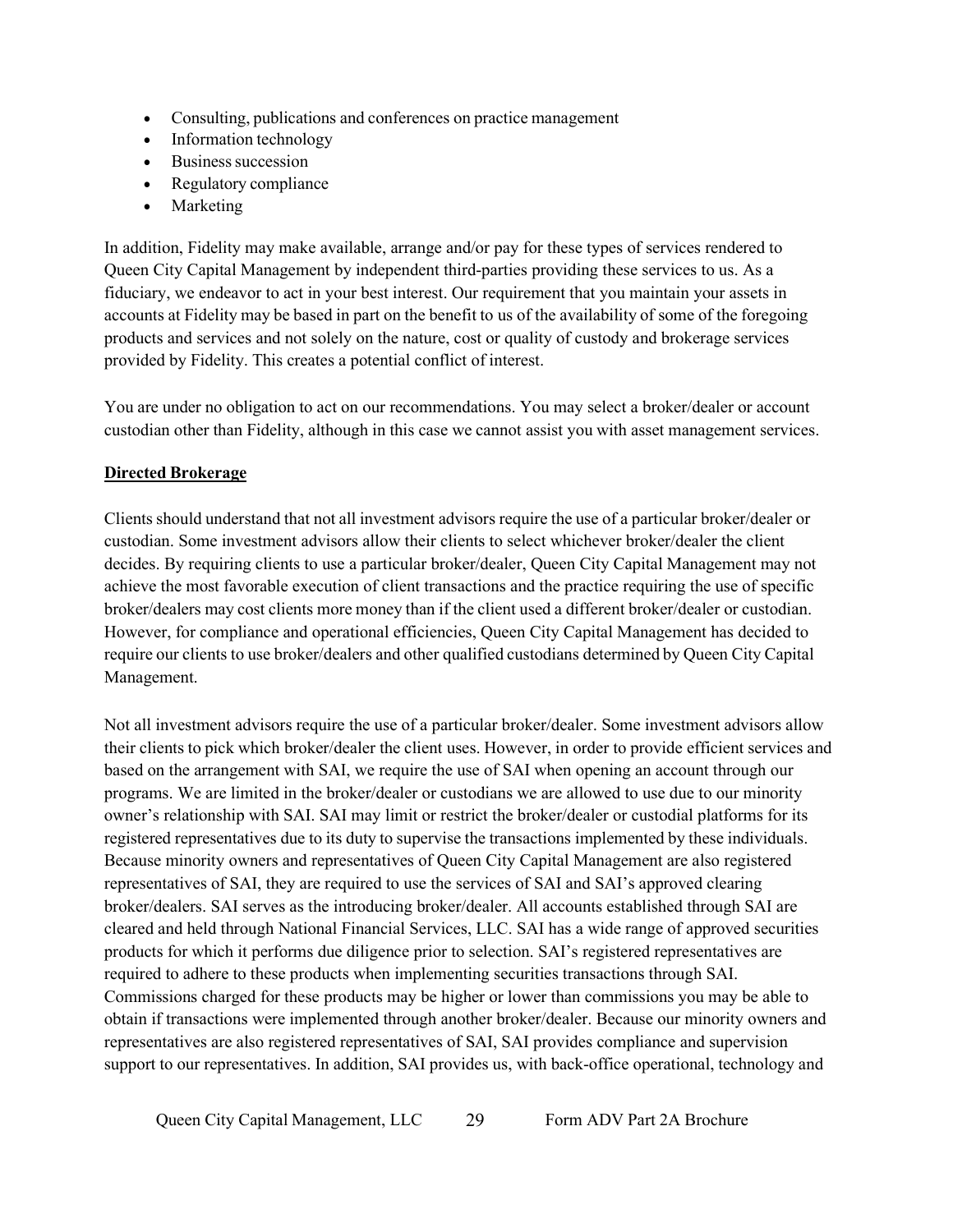- Consulting, publications and conferences on practice management
- Information technology
- Business succession
- Regulatory compliance
- Marketing

In addition, Fidelity may make available, arrange and/or pay for these types of services rendered to Queen City Capital Management by independent third-parties providing these services to us. As a fiduciary, we endeavor to act in your best interest. Our requirement that you maintain your assets in accounts at Fidelity may be based in part on the benefit to us of the availability of some of the foregoing products and services and not solely on the nature, cost or quality of custody and brokerage services provided by Fidelity. This creates a potential conflict of interest.

You are under no obligation to act on our recommendations. You may select a broker/dealer or account custodian other than Fidelity, although in this case we cannot assist you with asset management services.

**Directed Brokerage**

Clients should understand that not all investment advisors require the use of a particular broker/dealer or custodian. Some investment advisors allow their clients to select whichever broker/dealer the client decides. By requiring clients to use a particular broker/dealer, Queen City Capital Management may not achieve the most favorable execution of client transactions and the practice requiring the use of specific broker/dealers may cost clients more money than if the client used a different broker/dealer or custodian. However, for compliance and operational efficiencies, Queen City Capital Management has decided to require our clients to use broker/dealers and other qualified custodians determined by Queen City Capital Management.

Not all investment advisors require the use of a particular broker/dealer. Some investment advisors allow their clients to pick which broker/dealer the client uses. However, in order to provide efficient services and based on the arrangement with SAI, we require the use of SAI when opening an account through our programs. We are limited in the broker/dealer or custodians we are allowed to use due to our minority owner's relationship with SAI. SAI may limit or restrict the broker/dealer or custodial platforms for its registered representatives due to its duty to supervise the transactions implemented by these individuals. Because minority owners and representatives of Queen City Capital Management are also registered representatives of SAI, they are required to use the services of SAI and SAI's approved clearing broker/dealers. SAI serves as the introducing broker/dealer. All accounts established through SAI are cleared and held through National Financial Services, LLC. SAI has a wide range of approved securities products for which it performs due diligence prior to selection. SAI's registered representatives are required to adhere to these products when implementing securities transactions through SAI. Commissions charged for these products may be higher or lower than commissions you may be able to obtain if transactions were implemented through another broker/dealer. Because our minority owners and representatives are also registered representatives of SAI, SAI provides compliance and supervision support to our representatives. In addition, SAI provides us, with back-office operational, technology and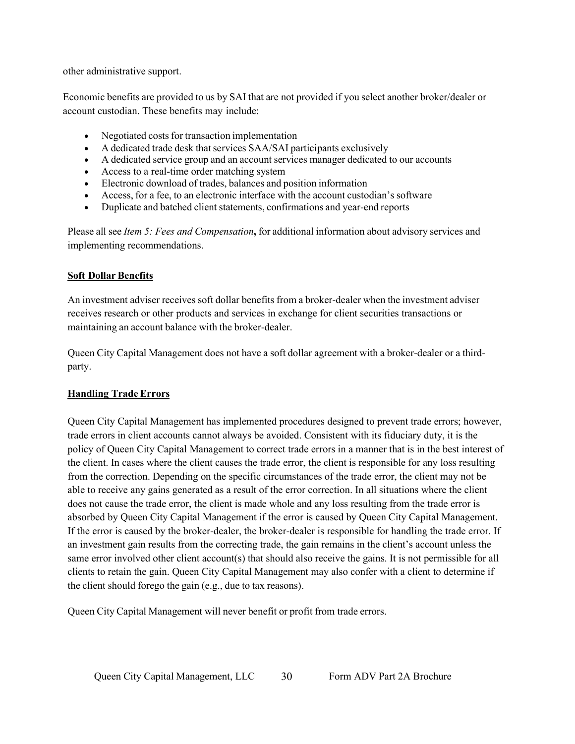other administrative support.

Economic benefits are provided to us by SAI that are not provided if you select another broker/dealer or account custodian. These benefits may include:

- Negotiated costs for transaction implementation
- A dedicated trade desk that services SAA/SAI participants exclusively
- A dedicated service group and an account services manager dedicated to our accounts
- Access to a real-time order matching system
- Electronic download of trades, balances and position information
- Access, for a fee, to an electronic interface with the account custodian's software
- Duplicate and batched client statements, confirmations and year-end reports

Please all see *Item 5: Fees and Compensation***,** for additional information about advisory services and implementing recommendations.

**Soft Dollar Benefits**

An investment adviser receives soft dollar benefits from a broker-dealer when the investment adviser receives research or other products and services in exchange for client securities transactions or maintaining an account balance with the broker-dealer.

Queen City Capital Management does not have a soft dollar agreement with a broker-dealer or a third-party.

**Handling Trade Errors**

Queen City Capital Management has implemented procedures designed to prevent trade errors; however, trade errors in client accounts cannot always be avoided. Consistent with its fiduciary duty, it is the policy of Queen City Capital Management to correct trade errors in a manner that is in the best interest of the client. In cases where the client causes the trade error, the client is responsible for any loss resulting from the correction. Depending on the specific circumstances of the trade error, the client may not be able to receive any gains generated as a result of the error correction. In all situations where the client does not cause the trade error, the client is made whole and any loss resulting from the trade error is absorbed by Queen City Capital Management if the error is caused by Queen City Capital Management. If the error is caused by the broker-dealer, the broker-dealer is responsible for handling the trade error. If an investment gain results from the correcting trade, the gain remains in the client's account unless the same error involved other client account(s) that should also receive the gains. It is not permissible for all clients to retain the gain. Queen City Capital Management may also confer with a client to determine if the client should forego the gain (e.g., due to tax reasons).

Queen City Capital Management will never benefit or profit from trade errors.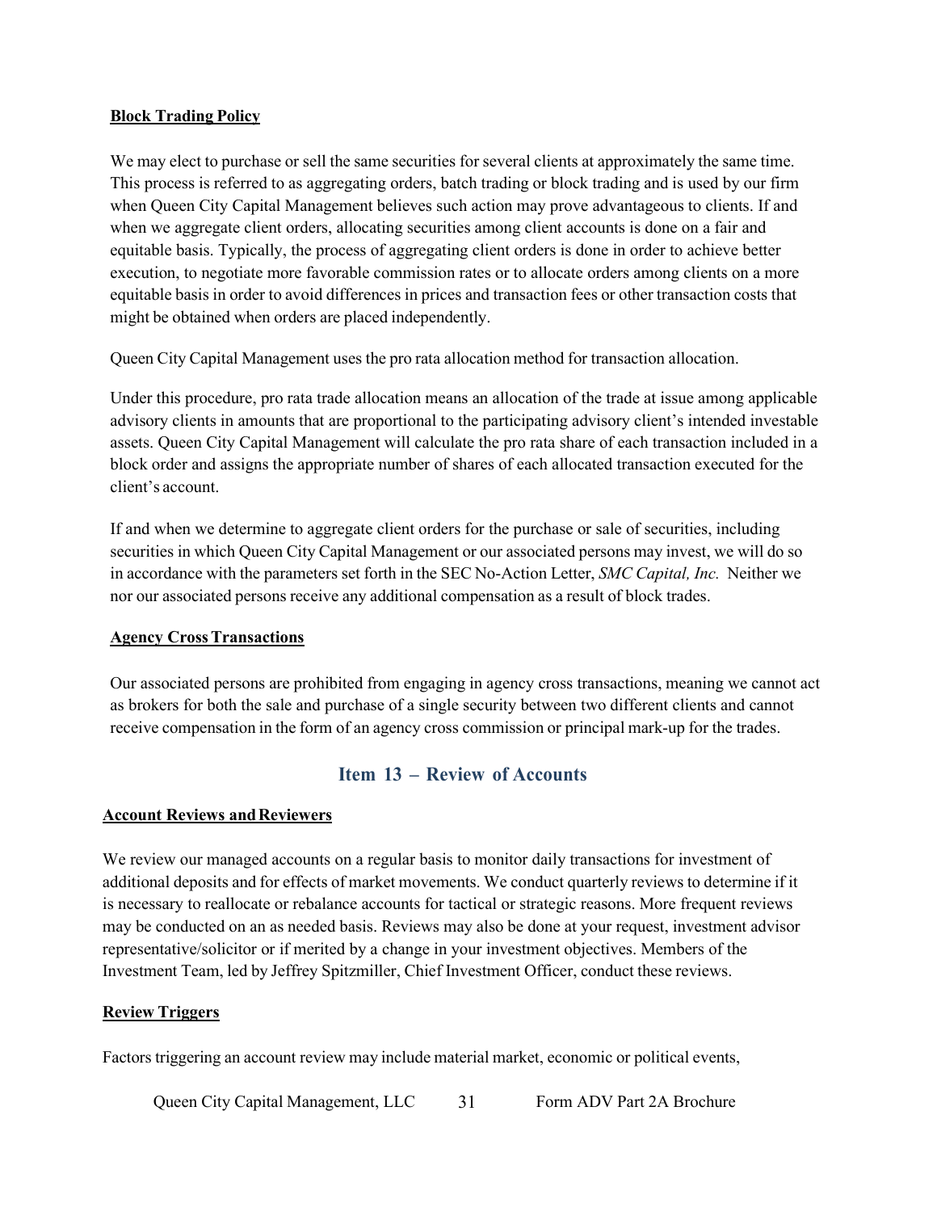**Block Trading Policy**

We may elect to purchase or sell the same securities for several clients at approximately the same time. This process is referred to as aggregating orders, batch trading or block trading and is used by our firm when Queen City Capital Management believes such action may prove advantageous to clients. If and when we aggregate client orders, allocating securities among client accounts is done on a fair and equitable basis. Typically, the process of aggregating client orders is done in order to achieve better execution, to negotiate more favorable commission rates or to allocate orders among clients on a more equitable basis in order to avoid differences in prices and transaction fees or other transaction costs that might be obtained when orders are placed independently.

Queen City Capital Management uses the pro rata allocation method for transaction allocation.

Under this procedure, pro rata trade allocation means an allocation of the trade at issue among applicable advisory clients in amounts that are proportional to the participating advisory client's intended investable assets. Queen City Capital Management will calculate the pro rata share of each transaction included in a block order and assigns the appropriate number of shares of each allocated transaction executed for the client's account.

If and when we determine to aggregate client orders for the purchase or sale of securities, including securities in which Queen City Capital Management or our associated persons may invest, we will do so in accordance with the parameters set forth in the SEC No-Action Letter, *SMC Capital, Inc.* Neither we nor our associated persons receive any additional compensation as a result of block trades.

**Agency Cross Transactions**

Our associated persons are prohibited from engaging in agency cross transactions, meaning we cannot act as brokers for both the sale and purchase of a single security between two different clients and cannot receive compensation in the form of an agency cross commission or principal mark-up for the trades.

## Item 13 – Review of Accounts

**Account Reviews and Reviewers**

We review our managed accounts on a regular basis to monitor daily transactions for investment of additional deposits and for effects of market movements. We conduct quarterly reviews to determine if it is necessary to reallocate or rebalance accounts for tactical or strategic reasons. More frequent reviews may be conducted on an as needed basis. Reviews may also be done at your request, investment advisor representative/solicitor or if merited by a change in your investment objectives. Members of the Investment Team, led by Jeffrey Spitzmiller, Chief Investment Officer, conduct these reviews.

**Review Triggers**

Factors triggering an account review may include material market, economic or political events,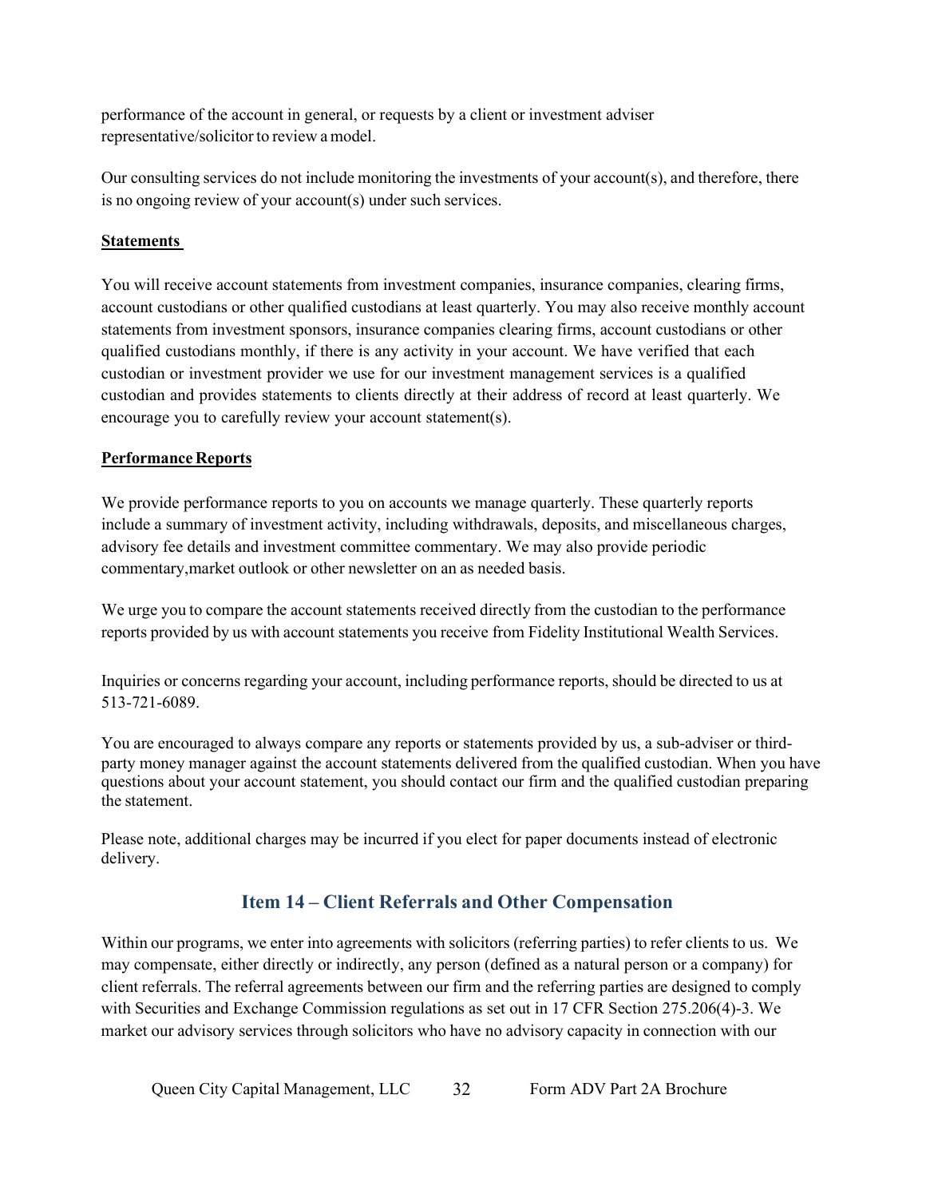performance of the account in general, or requests by a client or investment adviser representative/solicitor to review a model.

Our consulting services do not include monitoring the investments of your account(s), and therefore, there is no ongoing review of your account(s) under such services.

**Statements**

You will receive account statements from investment companies, insurance companies, clearing firms, account custodians or other qualified custodians at least quarterly. You may also receive monthly account statements from investment sponsors, insurance companies clearing firms, account custodians or other qualified custodians monthly, if there is any activity in your account. We have verified that each custodian or investment provider we use for our investment management services is a qualified custodian and provides statements to clients directly at their address of record at least quarterly. We encourage you to carefully review your account statement(s).

**Performance Reports**

We provide performance reports to you on accounts we manage quarterly. These quarterly reports include a summary of investment activity, including withdrawals, deposits, and miscellaneous charges, advisory fee details and investment committee commentary. We may also provide periodic commentary,market outlook or other newsletter on an as needed basis.

We urge you to compare the account statements received directly from the custodian to the performance reports provided by us with account statements you receive from Fidelity Institutional Wealth Services.

Inquiries or concerns regarding your account, including performance reports, should be directed to us at 513-721-6089.

You are encouraged to always compare any reports or statements provided by us, a sub-adviser or third-party money manager against the account statements delivered from the qualified custodian. When you have questions about your account statement, you should contact our firm and the qualified custodian preparing the statement.

Please note, additional charges may be incurred if you elect for paper documents instead of electronic delivery.

## Item 14 – Client Referrals and Other Compensation

Within our programs, we enter into agreements with solicitors (referring parties) to refer clients to us. We may compensate, either directly or indirectly, any person (defined as a natural person or a company) for client referrals. The referral agreements between our firm and the referring parties are designed to comply with Securities and Exchange Commission regulations as set out in 17 CFR Section 275.206(4)-3. We market our advisory services through solicitors who have no advisory capacity in connection with our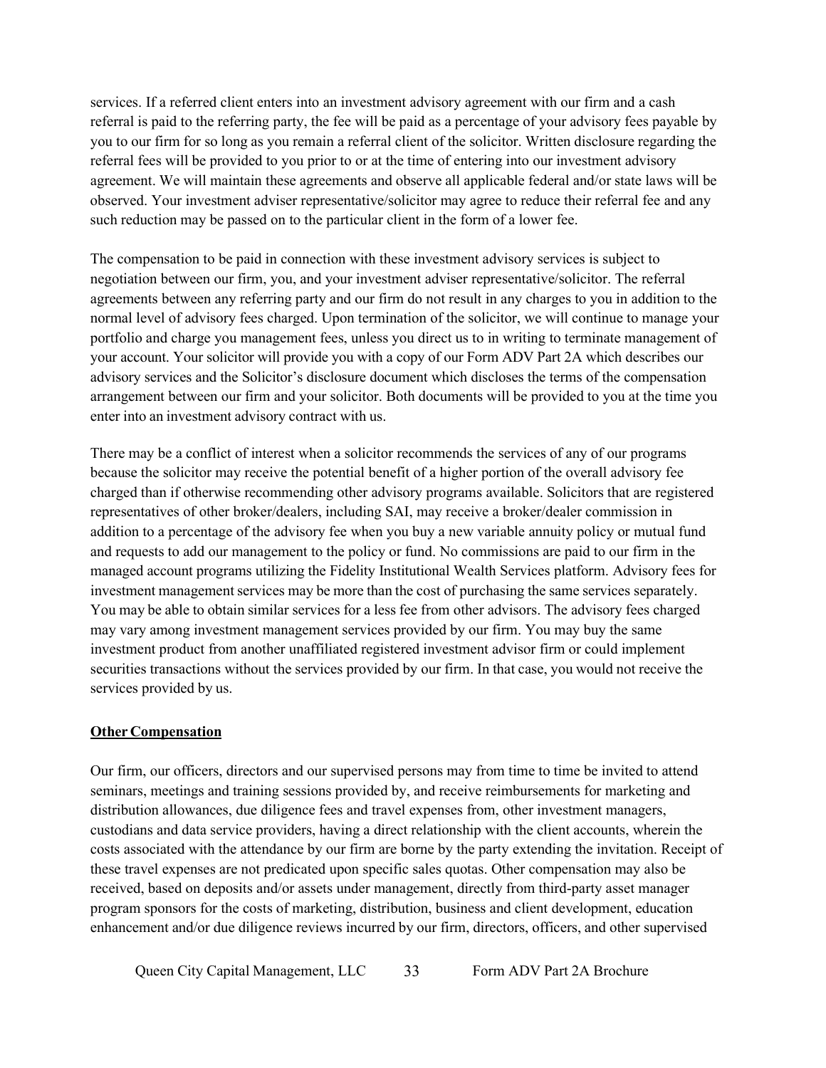services. If a referred client enters into an investment advisory agreement with our firm and a cash referral is paid to the referring party, the fee will be paid as a percentage of your advisory fees payable by you to our firm for so long as you remain a referral client of the solicitor. Written disclosure regarding the referral fees will be provided to you prior to or at the time of entering into our investment advisory agreement. We will maintain these agreements and observe all applicable federal and/or state laws will be observed. Your investment adviser representative/solicitor may agree to reduce their referral fee and any such reduction may be passed on to the particular client in the form of a lower fee.

The compensation to be paid in connection with these investment advisory services is subject to negotiation between our firm, you, and your investment adviser representative/solicitor. The referral agreements between any referring party and our firm do not result in any charges to you in addition to the normal level of advisory fees charged. Upon termination of the solicitor, we will continue to manage your portfolio and charge you management fees, unless you direct us to in writing to terminate management of your account. Your solicitor will provide you with a copy of our Form ADV Part 2A which describes our advisory services and the Solicitor's disclosure document which discloses the terms of the compensation arrangement between our firm and your solicitor. Both documents will be provided to you at the time you enter into an investment advisory contract with us.

There may be a conflict of interest when a solicitor recommends the services of any of our programs because the solicitor may receive the potential benefit of a higher portion of the overall advisory fee charged than if otherwise recommending other advisory programs available. Solicitors that are registered representatives of other broker/dealers, including SAI, may receive a broker/dealer commission in addition to a percentage of the advisory fee when you buy a new variable annuity policy or mutual fund and requests to add our management to the policy or fund. No commissions are paid to our firm in the managed account programs utilizing the Fidelity Institutional Wealth Services platform. Advisory fees for investment management services may be more than the cost of purchasing the same services separately. You may be able to obtain similar services for a less fee from other advisors. The advisory fees charged may vary among investment management services provided by our firm. You may buy the same investment product from another unaffiliated registered investment advisor firm or could implement securities transactions without the services provided by our firm. In that case, you would not receive the services provided by us.

**Other Compensation**

Our firm, our officers, directors and our supervised persons may from time to time be invited to attend seminars, meetings and training sessions provided by, and receive reimbursements for marketing and distribution allowances, due diligence fees and travel expenses from, other investment managers, custodians and data service providers, having a direct relationship with the client accounts, wherein the costs associated with the attendance by our firm are borne by the party extending the invitation. Receipt of these travel expenses are not predicated upon specific sales quotas. Other compensation may also be received, based on deposits and/or assets under management, directly from third-party asset manager program sponsors for the costs of marketing, distribution, business and client development, education enhancement and/or due diligence reviews incurred by our firm, directors, officers, and other supervised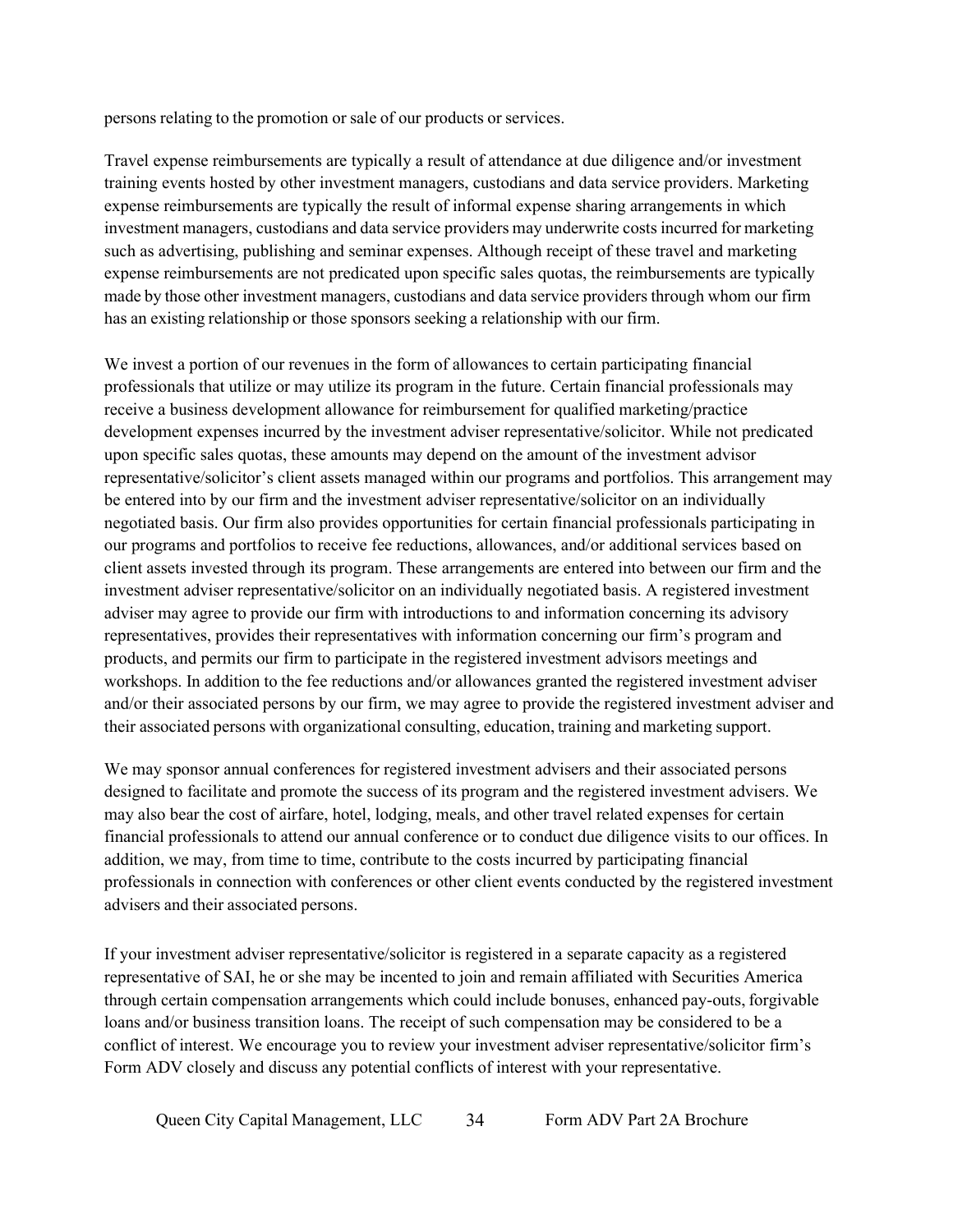persons relating to the promotion or sale of our products or services.

Travel expense reimbursements are typically a result of attendance at due diligence and/or investment training events hosted by other investment managers, custodians and data service providers. Marketing expense reimbursements are typically the result of informal expense sharing arrangements in which investment managers, custodians and data service providers may underwrite costs incurred for marketing such as advertising, publishing and seminar expenses. Although receipt of these travel and marketing expense reimbursements are not predicated upon specific sales quotas, the reimbursements are typically made by those other investment managers, custodians and data service providers through whom our firm has an existing relationship or those sponsors seeking a relationship with our firm.

We invest a portion of our revenues in the form of allowances to certain participating financial professionals that utilize or may utilize its program in the future. Certain financial professionals may receive a business development allowance for reimbursement for qualified marketing/practice development expenses incurred by the investment adviser representative/solicitor. While not predicated upon specific sales quotas, these amounts may depend on the amount of the investment advisor representative/solicitor's client assets managed within our programs and portfolios. This arrangement may be entered into by our firm and the investment adviser representative/solicitor on an individually negotiated basis. Our firm also provides opportunities for certain financial professionals participating in our programs and portfolios to receive fee reductions, allowances, and/or additional services based on client assets invested through its program. These arrangements are entered into between our firm and the investment adviser representative/solicitor on an individually negotiated basis. A registered investment adviser may agree to provide our firm with introductions to and information concerning its advisory representatives, provides their representatives with information concerning our firm's program and products, and permits our firm to participate in the registered investment advisors meetings and workshops. In addition to the fee reductions and/or allowances granted the registered investment adviser and/or their associated persons by our firm, we may agree to provide the registered investment adviser and their associated persons with organizational consulting, education, training and marketing support.

We may sponsor annual conferences for registered investment advisers and their associated persons designed to facilitate and promote the success of its program and the registered investment advisers. We may also bear the cost of airfare, hotel, lodging, meals, and other travel related expenses for certain financial professionals to attend our annual conference or to conduct due diligence visits to our offices. In addition, we may, from time to time, contribute to the costs incurred by participating financial professionals in connection with conferences or other client events conducted by the registered investment advisers and their associated persons.

If your investment adviser representative/solicitor is registered in a separate capacity as a registered representative of SAI, he or she may be incented to join and remain affiliated with Securities America through certain compensation arrangements which could include bonuses, enhanced pay-outs, forgivable loans and/or business transition loans. The receipt of such compensation may be considered to be a conflict of interest. We encourage you to review your investment adviser representative/solicitor firm's Form ADV closely and discuss any potential conflicts of interest with your representative.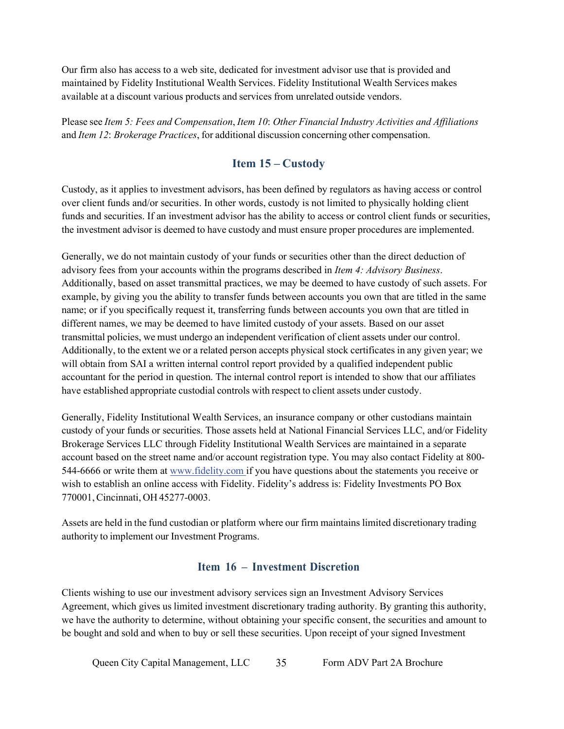Our firm also has access to a web site, dedicated for investment advisor use that is provided and maintained by Fidelity Institutional Wealth Services. Fidelity Institutional Wealth Services makes available at a discount various products and services from unrelated outside vendors.

Please see *Item 5: Fees and Compensation*, *Item 10*: *Other Financial Industry Activities and Affiliations* and *Item 12*: *Brokerage Practices*, for additional discussion concerning other compensation.

## Item 15 – Custody

Custody, as it applies to investment advisors, has been defined by regulators as having access or control over client funds and/or securities. In other words, custody is not limited to physically holding client funds and securities. If an investment advisor has the ability to access or control client funds or securities, the investment advisor is deemed to have custody and must ensure proper procedures are implemented.

Generally, we do not maintain custody of your funds or securities other than the direct deduction of advisory fees from your accounts within the programs described in *Item 4: Advisory Business*. Additionally, based on asset transmittal practices, we may be deemed to have custody of such assets. For example, by giving you the ability to transfer funds between accounts you own that are titled in the same name; or if you specifically request it, transferring funds between accounts you own that are titled in different names, we may be deemed to have limited custody of your assets. Based on our asset transmittal policies, we must undergo an independent verification of client assets under our control. Additionally, to the extent we or a related person accepts physical stock certificates in any given year; we will obtain from SAI a written internal control report provided by a qualified independent public accountant for the period in question. The internal control report is intended to show that our affiliates have established appropriate custodial controls with respect to client assets under custody.

Generally, Fidelity Institutional Wealth Services, an insurance company or other custodians maintain custody of your funds or securities. Those assets held at National Financial Services LLC, and/or Fidelity Brokerage Services LLC through Fidelity Institutional Wealth Services are maintained in a separate account based on the street name and/or account registration type. You may also contact Fidelity at 800-544-6666 or write them at www.fidelity.com if you have questions about the statements you receive or wish to establish an online access with Fidelity. Fidelity's address is: Fidelity Investments PO Box 770001, Cincinnati, OH 45277-0003.

Assets are held in the fund custodian or platform where our firm maintains limited discretionary trading authority to implement our Investment Programs.

## Item 16 – Investment Discretion

Clients wishing to use our investment advisory services sign an Investment Advisory Services Agreement, which gives us limited investment discretionary trading authority. By granting this authority, we have the authority to determine, without obtaining your specific consent, the securities and amount to be bought and sold and when to buy or sell these securities. Upon receipt of your signed Investment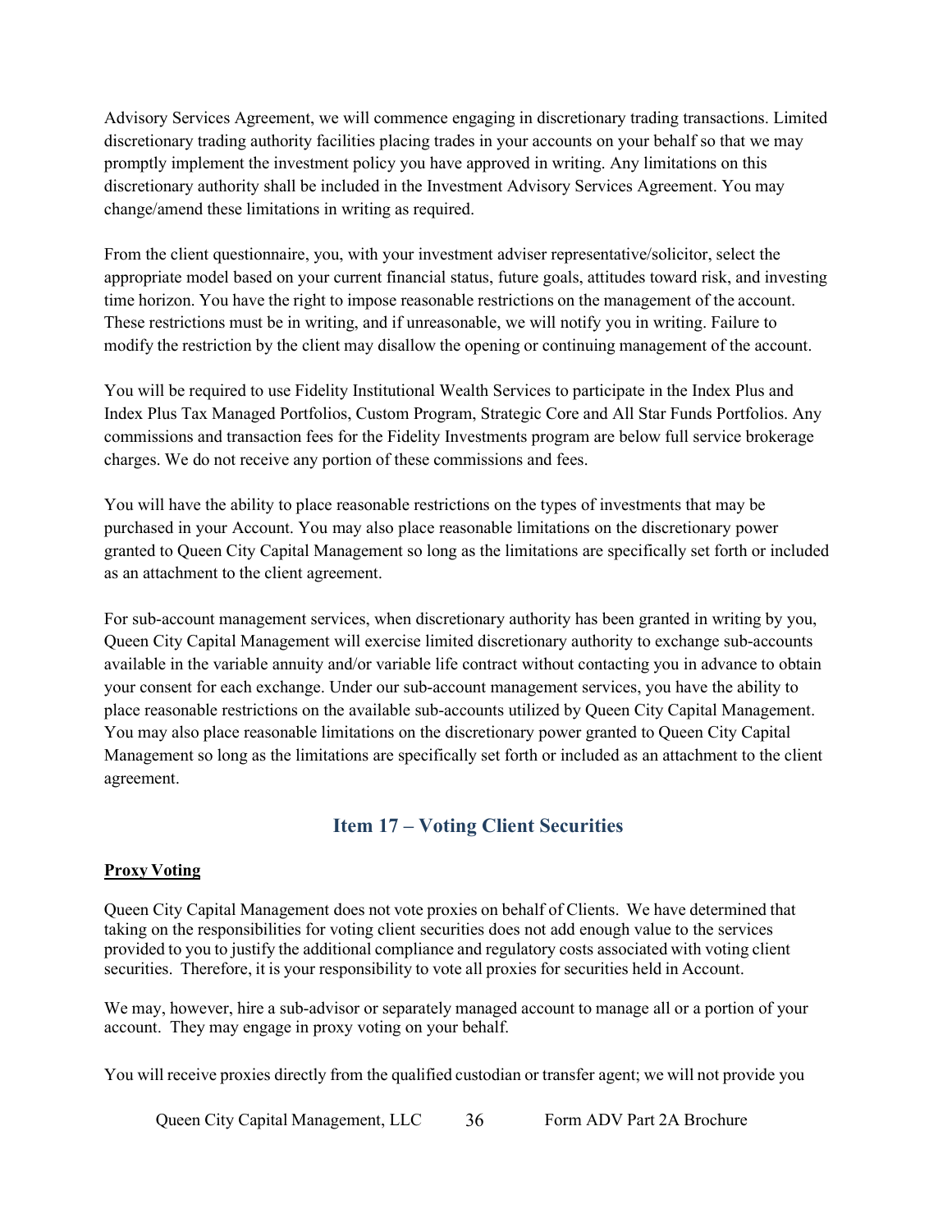Advisory Services Agreement, we will commence engaging in discretionary trading transactions. Limited discretionary trading authority facilities placing trades in your accounts on your behalf so that we may promptly implement the investment policy you have approved in writing. Any limitations on this discretionary authority shall be included in the Investment Advisory Services Agreement. You may change/amend these limitations in writing as required.

From the client questionnaire, you, with your investment adviser representative/solicitor, select the appropriate model based on your current financial status, future goals, attitudes toward risk, and investing time horizon. You have the right to impose reasonable restrictions on the management of the account. These restrictions must be in writing, and if unreasonable, we will notify you in writing. Failure to modify the restriction by the client may disallow the opening or continuing management of the account.

You will be required to use Fidelity Institutional Wealth Services to participate in the Index Plus and Index Plus Tax Managed Portfolios, Custom Program, Strategic Core and All Star Funds Portfolios. Any commissions and transaction fees for the Fidelity Investments program are below full service brokerage charges. We do not receive any portion of these commissions and fees.

You will have the ability to place reasonable restrictions on the types of investments that may be purchased in your Account. You may also place reasonable limitations on the discretionary power granted to Queen City Capital Management so long as the limitations are specifically set forth or included as an attachment to the client agreement.

For sub-account management services, when discretionary authority has been granted in writing by you, Queen City Capital Management will exercise limited discretionary authority to exchange sub-accounts available in the variable annuity and/or variable life contract without contacting you in advance to obtain your consent for each exchange. Under our sub-account management services, you have the ability to place reasonable restrictions on the available sub-accounts utilized by Queen City Capital Management. You may also place reasonable limitations on the discretionary power granted to Queen City Capital Management so long as the limitations are specifically set forth or included as an attachment to the client agreement.

## Item 17 – Voting Client Securities

**Proxy Voting**

Queen City Capital Management does not vote proxies on behalf of Clients. We have determined that taking on the responsibilities for voting client securities does not add enough value to the services provided to you to justify the additional compliance and regulatory costs associated with voting client securities. Therefore, it is your responsibility to vote all proxies for securities held in Account.

We may, however, hire a sub-advisor or separately managed account to manage all or a portion of your account. They may engage in proxy voting on your behalf.

You will receive proxies directly from the qualified custodian or transfer agent; we will not provide you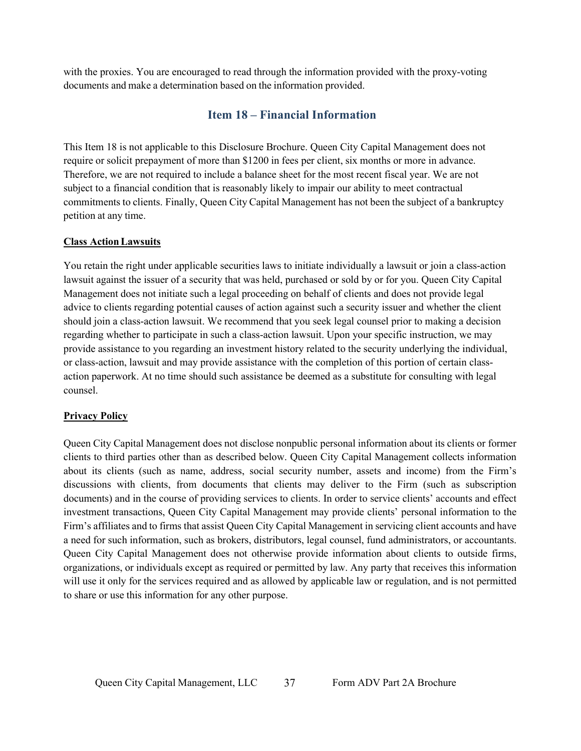with the proxies. You are encouraged to read through the information provided with the proxy-voting documents and make a determination based on the information provided.

## Item 18 – Financial Information

This Item 18 is not applicable to this Disclosure Brochure. Queen City Capital Management does not require or solicit prepayment of more than $1200 in fees per client, six months or more in advance. Therefore, we are not required to include a balance sheet for the most recent fiscal year. We are not subject to a financial condition that is reasonably likely to impair our ability to meet contractual commitments to clients. Finally, Queen City Capital Management has not been the subject of a bankruptcy petition at any time.

**Class Action Lawsuits**

You retain the right under applicable securities laws to initiate individually a lawsuit or join a class-action lawsuit against the issuer of a security that was held, purchased or sold by or for you. Queen City Capital Management does not initiate such a legal proceeding on behalf of clients and does not provide legal advice to clients regarding potential causes of action against such a security issuer and whether the client should join a class-action lawsuit. We recommend that you seek legal counsel prior to making a decision regarding whether to participate in such a class-action lawsuit. Upon your specific instruction, we may provide assistance to you regarding an investment history related to the security underlying the individual, or class-action, lawsuit and may provide assistance with the completion of this portion of certain class-action paperwork. At no time should such assistance be deemed as a substitute for consulting with legal counsel.

**Privacy Policy**

Queen City Capital Management does not disclose nonpublic personal information about its clients or former clients to third parties other than as described below. Queen City Capital Management collects information about its clients (such as name, address, social security number, assets and income) from the Firm's discussions with clients, from documents that clients may deliver to the Firm (such as subscription documents) and in the course of providing services to clients. In order to service clients' accounts and effect investment transactions, Queen City Capital Management may provide clients' personal information to the Firm's affiliates and to firms that assist Queen City Capital Management in servicing client accounts and have a need for such information, such as brokers, distributors, legal counsel, fund administrators, or accountants. Queen City Capital Management does not otherwise provide information about clients to outside firms, organizations, or individuals except as required or permitted by law. Any party that receives this information will use it only for the services required and as allowed by applicable law or regulation, and is not permitted to share or use this information for any other purpose.